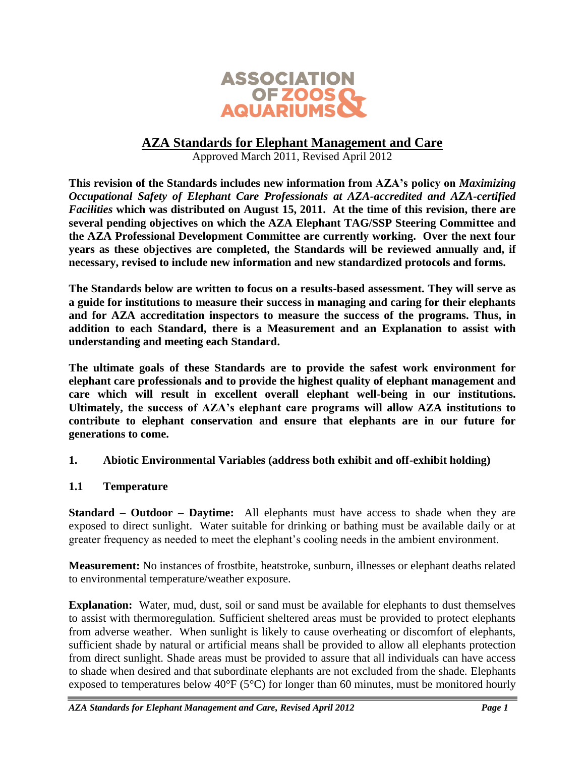# AZA Standards for Elephant Management and Care

Approved March 2011, Revised April 2012

**This revision of the Standards includes new information from AZA's policy on *Maximizing Occupational Safety of Elephant Care Professionals at AZA-accredited and AZA-certified Facilities* which was distributed on August 15, 2011. At the time of this revision, there are several pending objectives on which the AZA Elephant TAG/SSP Steering Committee and the AZA Professional Development Committee are currently working. Over the next four years as these objectives are completed, the Standards will be reviewed annually and, if necessary, revised to include new information and new standardized protocols and forms.**

**The Standards below are written to focus on a results-based assessment. They will serve as a guide for institutions to measure their success in managing and caring for their elephants and for AZA accreditation inspectors to measure the success of the programs. Thus, in addition to each Standard, there is a Measurement and an Explanation to assist with understanding and meeting each Standard.**

**The ultimate goals of these Standards are to provide the safest work environment for elephant care professionals and to provide the highest quality of elephant management and care which will result in excellent overall elephant well-being in our institutions. Ultimately, the success of AZA's elephant care programs will allow AZA institutions to contribute to elephant conservation and ensure that elephants are in our future for generations to come.**

## 1. Abiotic Environmental Variables (address both exhibit and off-exhibit holding)

### 1.1 Temperature

**Standard – Outdoor – Daytime:** All elephants must have access to shade when they are exposed to direct sunlight. Water suitable for drinking or bathing must be available daily or at greater frequency as needed to meet the elephant's cooling needs in the ambient environment.

**Measurement:** No instances of frostbite, heatstroke, sunburn, illnesses or elephant deaths related to environmental temperature/weather exposure.

**Explanation:** Water, mud, dust, soil or sand must be available for elephants to dust themselves to assist with thermoregulation. Sufficient sheltered areas must be provided to protect elephants from adverse weather. When sunlight is likely to cause overheating or discomfort of elephants, sufficient shade by natural or artificial means shall be provided to allow all elephants protection from direct sunlight. Shade areas must be provided to assure that all individuals can have access to shade when desired and that subordinate elephants are not excluded from the shade. Elephants exposed to temperatures below 40°F (5°C) for longer than 60 minutes, must be monitored hourly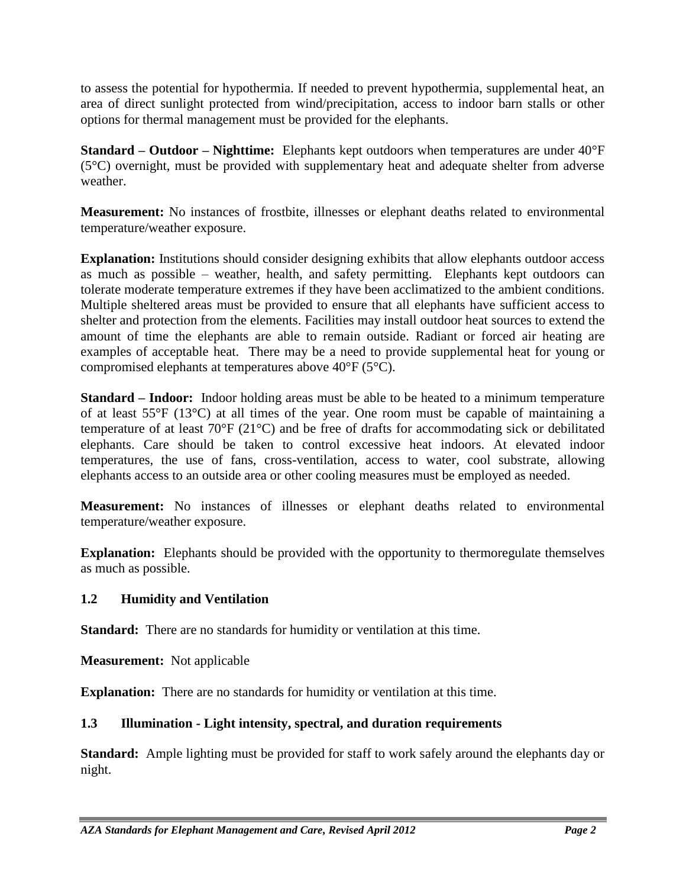to assess the potential for hypothermia. If needed to prevent hypothermia, supplemental heat, an area of direct sunlight protected from wind/precipitation, access to indoor barn stalls or other options for thermal management must be provided for the elephants.

**Standard – Outdoor – Nighttime:** Elephants kept outdoors when temperatures are under 40°F (5°C) overnight, must be provided with supplementary heat and adequate shelter from adverse weather.

**Measurement:** No instances of frostbite, illnesses or elephant deaths related to environmental temperature/weather exposure.

**Explanation:** Institutions should consider designing exhibits that allow elephants outdoor access as much as possible – weather, health, and safety permitting. Elephants kept outdoors can tolerate moderate temperature extremes if they have been acclimatized to the ambient conditions. Multiple sheltered areas must be provided to ensure that all elephants have sufficient access to shelter and protection from the elements. Facilities may install outdoor heat sources to extend the amount of time the elephants are able to remain outside. Radiant or forced air heating are examples of acceptable heat. There may be a need to provide supplemental heat for young or compromised elephants at temperatures above 40°F (5°C).

**Standard – Indoor:** Indoor holding areas must be able to be heated to a minimum temperature of at least 55°F (13°C) at all times of the year. One room must be capable of maintaining a temperature of at least 70°F (21°C) and be free of drafts for accommodating sick or debilitated elephants. Care should be taken to control excessive heat indoors. At elevated indoor temperatures, the use of fans, cross-ventilation, access to water, cool substrate, allowing elephants access to an outside area or other cooling measures must be employed as needed.

**Measurement:** No instances of illnesses or elephant deaths related to environmental temperature/weather exposure.

**Explanation:** Elephants should be provided with the opportunity to thermoregulate themselves as much as possible.

### 1.2 Humidity and Ventilation

**Standard:** There are no standards for humidity or ventilation at this time.

**Measurement:** Not applicable

**Explanation:** There are no standards for humidity or ventilation at this time.

### 1.3 Illumination - Light intensity, spectral, and duration requirements

**Standard:** Ample lighting must be provided for staff to work safely around the elephants day or night.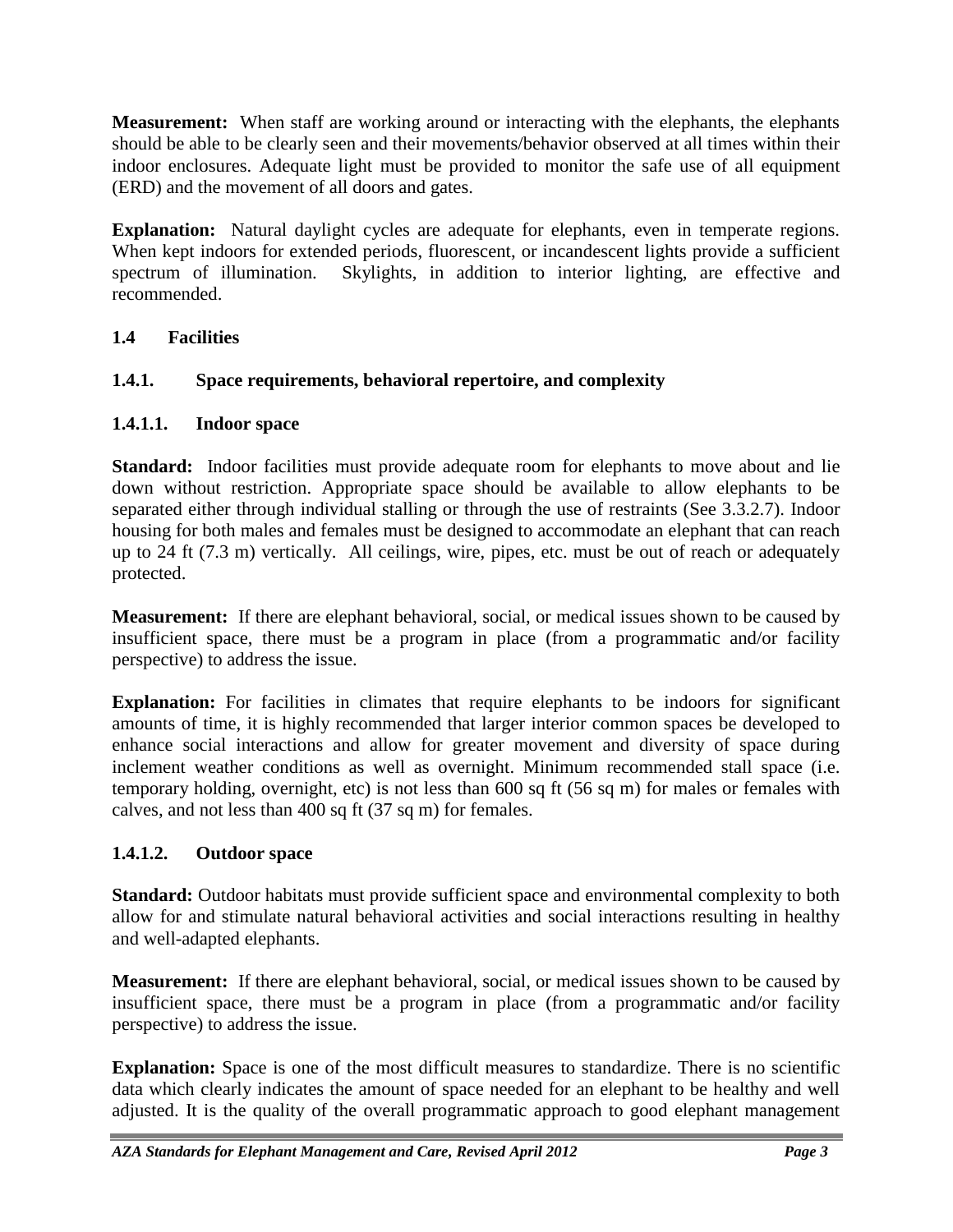**Measurement:** When staff are working around or interacting with the elephants, the elephants should be able to be clearly seen and their movements/behavior observed at all times within their indoor enclosures. Adequate light must be provided to monitor the safe use of all equipment (ERD) and the movement of all doors and gates.

**Explanation:** Natural daylight cycles are adequate for elephants, even in temperate regions. When kept indoors for extended periods, fluorescent, or incandescent lights provide a sufficient spectrum of illumination. Skylights, in addition to interior lighting, are effective and recommended.

## 1.4 Facilities

### 1.4.1. Space requirements, behavioral repertoire, and complexity

#### 1.4.1.1. Indoor space

**Standard:** Indoor facilities must provide adequate room for elephants to move about and lie down without restriction. Appropriate space should be available to allow elephants to be separated either through individual stalling or through the use of restraints (See 3.3.2.7). Indoor housing for both males and females must be designed to accommodate an elephant that can reach up to 24 ft (7.3 m) vertically. All ceilings, wire, pipes, etc. must be out of reach or adequately protected.

**Measurement:** If there are elephant behavioral, social, or medical issues shown to be caused by insufficient space, there must be a program in place (from a programmatic and/or facility perspective) to address the issue.

**Explanation:** For facilities in climates that require elephants to be indoors for significant amounts of time, it is highly recommended that larger interior common spaces be developed to enhance social interactions and allow for greater movement and diversity of space during inclement weather conditions as well as overnight. Minimum recommended stall space (i.e. temporary holding, overnight, etc) is not less than 600 sq ft (56 sq m) for males or females with calves, and not less than 400 sq ft (37 sq m) for females.

#### 1.4.1.2. Outdoor space

**Standard:** Outdoor habitats must provide sufficient space and environmental complexity to both allow for and stimulate natural behavioral activities and social interactions resulting in healthy and well-adapted elephants.

**Measurement:** If there are elephant behavioral, social, or medical issues shown to be caused by insufficient space, there must be a program in place (from a programmatic and/or facility perspective) to address the issue.

**Explanation:** Space is one of the most difficult measures to standardize. There is no scientific data which clearly indicates the amount of space needed for an elephant to be healthy and well adjusted. It is the quality of the overall programmatic approach to good elephant management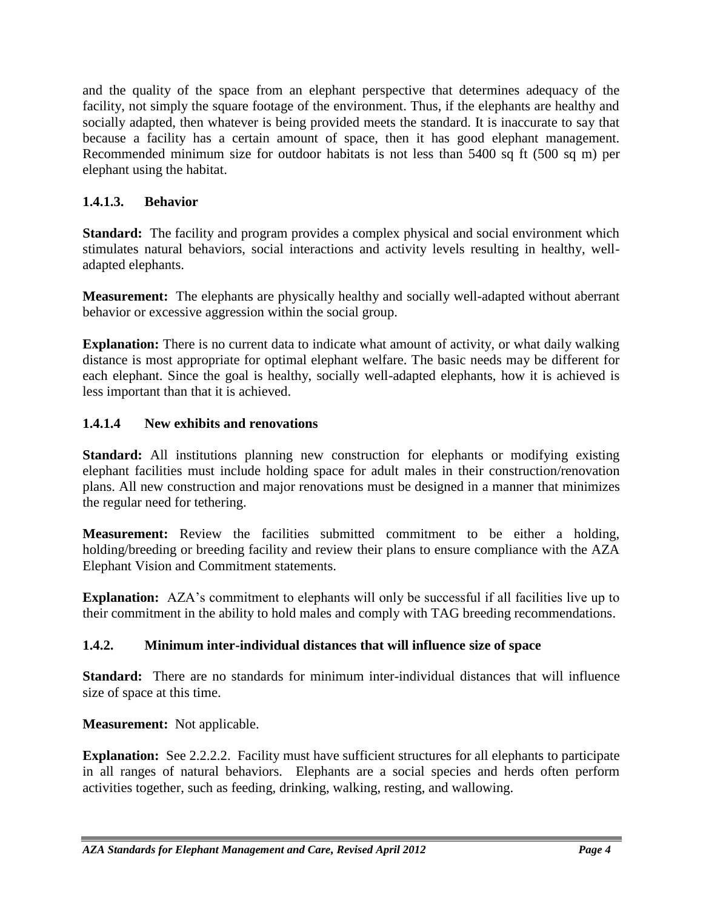and the quality of the space from an elephant perspective that determines adequacy of the facility, not simply the square footage of the environment. Thus, if the elephants are healthy and socially adapted, then whatever is being provided meets the standard. It is inaccurate to say that because a facility has a certain amount of space, then it has good elephant management. Recommended minimum size for outdoor habitats is not less than 5400 sq ft (500 sq m) per elephant using the habitat.

### 1.4.1.3. Behavior

**Standard:** The facility and program provides a complex physical and social environment which stimulates natural behaviors, social interactions and activity levels resulting in healthy, well-adapted elephants.

**Measurement:** The elephants are physically healthy and socially well-adapted without aberrant behavior or excessive aggression within the social group.

**Explanation:** There is no current data to indicate what amount of activity, or what daily walking distance is most appropriate for optimal elephant welfare. The basic needs may be different for each elephant. Since the goal is healthy, socially well-adapted elephants, how it is achieved is less important than that it is achieved.

### 1.4.1.4 New exhibits and renovations

**Standard:** All institutions planning new construction for elephants or modifying existing elephant facilities must include holding space for adult males in their construction/renovation plans. All new construction and major renovations must be designed in a manner that minimizes the regular need for tethering.

**Measurement:** Review the facilities submitted commitment to be either a holding, holding/breeding or breeding facility and review their plans to ensure compliance with the AZA Elephant Vision and Commitment statements.

**Explanation:** AZA's commitment to elephants will only be successful if all facilities live up to their commitment in the ability to hold males and comply with TAG breeding recommendations.

### 1.4.2. Minimum inter-individual distances that will influence size of space

**Standard:** There are no standards for minimum inter-individual distances that will influence size of space at this time.

**Measurement:** Not applicable.

**Explanation:** See 2.2.2.2. Facility must have sufficient structures for all elephants to participate in all ranges of natural behaviors. Elephants are a social species and herds often perform activities together, such as feeding, drinking, walking, resting, and wallowing.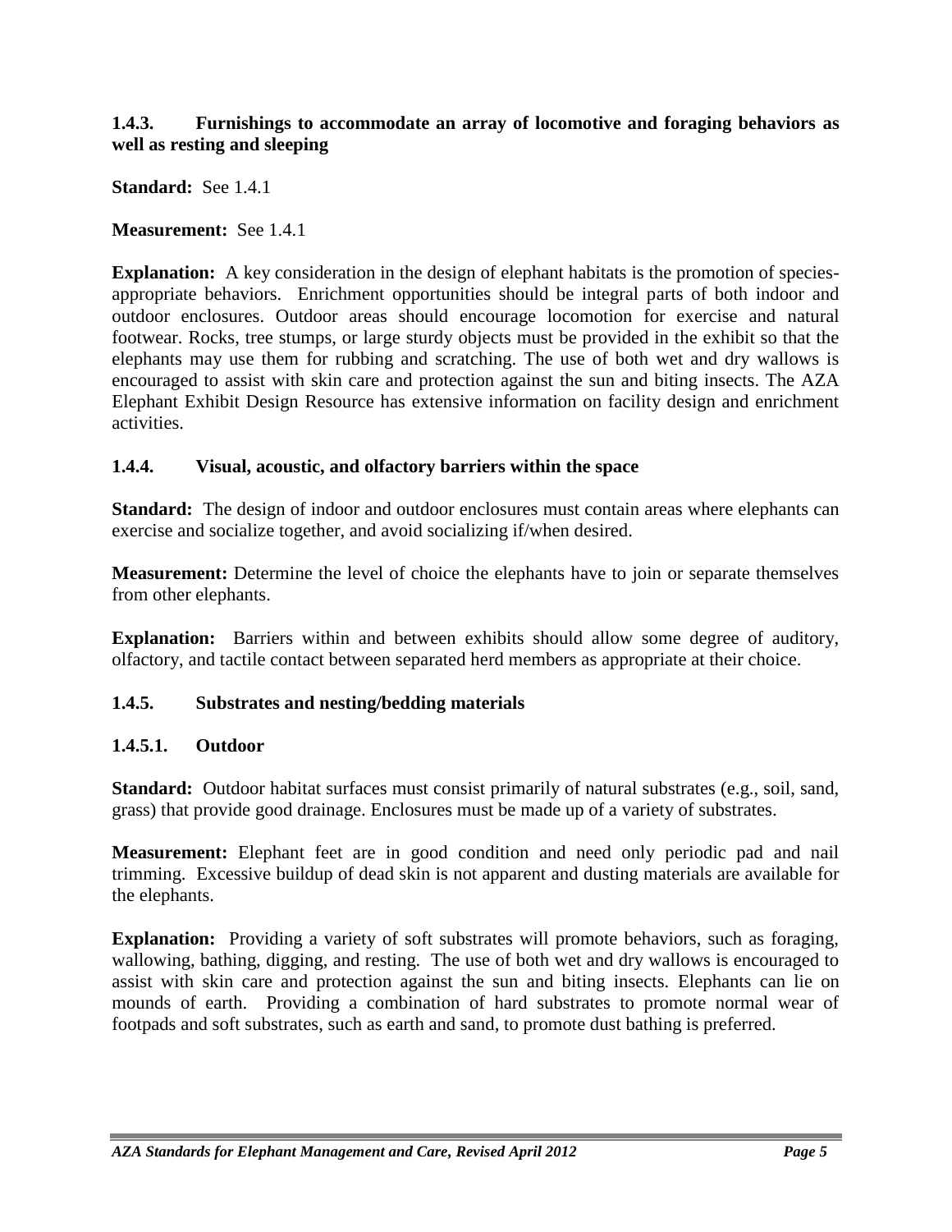### 1.4.3. Furnishings to accommodate an array of locomotive and foraging behaviors as well as resting and sleeping

**Standard:** See 1.4.1

**Measurement:** See 1.4.1

**Explanation:** A key consideration in the design of elephant habitats is the promotion of species-appropriate behaviors. Enrichment opportunities should be integral parts of both indoor and outdoor enclosures. Outdoor areas should encourage locomotion for exercise and natural footwear. Rocks, tree stumps, or large sturdy objects must be provided in the exhibit so that the elephants may use them for rubbing and scratching. The use of both wet and dry wallows is encouraged to assist with skin care and protection against the sun and biting insects. The AZA Elephant Exhibit Design Resource has extensive information on facility design and enrichment activities.

### 1.4.4. Visual, acoustic, and olfactory barriers within the space

**Standard:** The design of indoor and outdoor enclosures must contain areas where elephants can exercise and socialize together, and avoid socializing if/when desired.

**Measurement:** Determine the level of choice the elephants have to join or separate themselves from other elephants.

**Explanation:** Barriers within and between exhibits should allow some degree of auditory, olfactory, and tactile contact between separated herd members as appropriate at their choice.

### 1.4.5. Substrates and nesting/bedding materials

#### 1.4.5.1. Outdoor

**Standard:** Outdoor habitat surfaces must consist primarily of natural substrates (e.g., soil, sand, grass) that provide good drainage. Enclosures must be made up of a variety of substrates.

**Measurement:** Elephant feet are in good condition and need only periodic pad and nail trimming. Excessive buildup of dead skin is not apparent and dusting materials are available for the elephants.

**Explanation:** Providing a variety of soft substrates will promote behaviors, such as foraging, wallowing, bathing, digging, and resting. The use of both wet and dry wallows is encouraged to assist with skin care and protection against the sun and biting insects. Elephants can lie on mounds of earth. Providing a combination of hard substrates to promote normal wear of footpads and soft substrates, such as earth and sand, to promote dust bathing is preferred.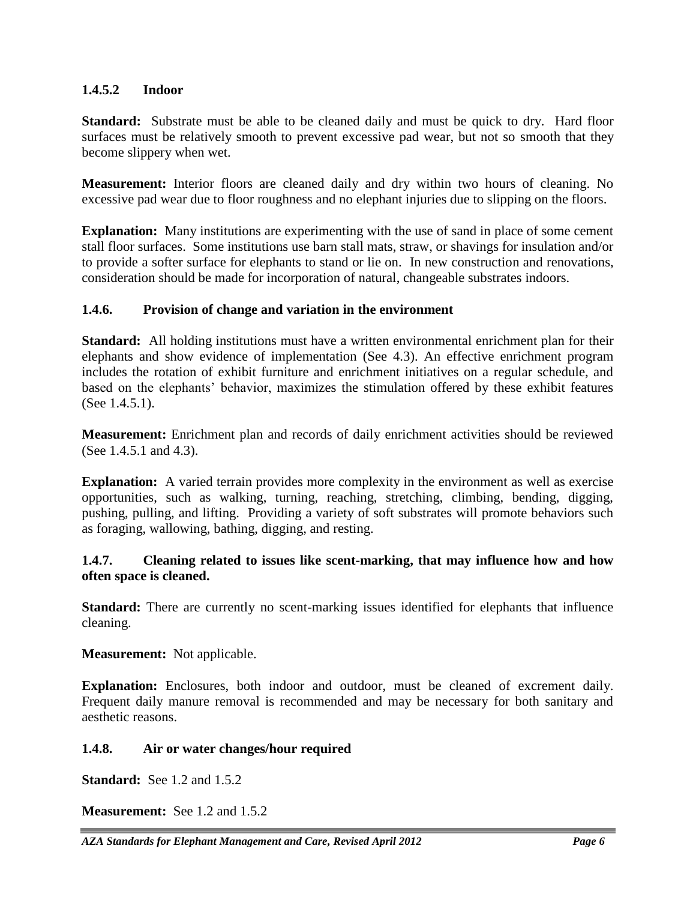#### 1.4.5.2 Indoor

**Standard:** Substrate must be able to be cleaned daily and must be quick to dry. Hard floor surfaces must be relatively smooth to prevent excessive pad wear, but not so smooth that they become slippery when wet.

**Measurement:** Interior floors are cleaned daily and dry within two hours of cleaning. No excessive pad wear due to floor roughness and no elephant injuries due to slipping on the floors.

**Explanation:** Many institutions are experimenting with the use of sand in place of some cement stall floor surfaces. Some institutions use barn stall mats, straw, or shavings for insulation and/or to provide a softer surface for elephants to stand or lie on. In new construction and renovations, consideration should be made for incorporation of natural, changeable substrates indoors.

### 1.4.6. Provision of change and variation in the environment

**Standard:** All holding institutions must have a written environmental enrichment plan for their elephants and show evidence of implementation (See 4.3). An effective enrichment program includes the rotation of exhibit furniture and enrichment initiatives on a regular schedule, and based on the elephants' behavior, maximizes the stimulation offered by these exhibit features (See 1.4.5.1).

**Measurement:** Enrichment plan and records of daily enrichment activities should be reviewed (See 1.4.5.1 and 4.3).

**Explanation:** A varied terrain provides more complexity in the environment as well as exercise opportunities, such as walking, turning, reaching, stretching, climbing, bending, digging, pushing, pulling, and lifting. Providing a variety of soft substrates will promote behaviors such as foraging, wallowing, bathing, digging, and resting.

### 1.4.7. Cleaning related to issues like scent-marking, that may influence how and how often space is cleaned.

**Standard:** There are currently no scent-marking issues identified for elephants that influence cleaning.

**Measurement:** Not applicable.

**Explanation:** Enclosures, both indoor and outdoor, must be cleaned of excrement daily. Frequent daily manure removal is recommended and may be necessary for both sanitary and aesthetic reasons.

### 1.4.8. Air or water changes/hour required

**Standard:** See 1.2 and 1.5.2

**Measurement:** See 1.2 and 1.5.2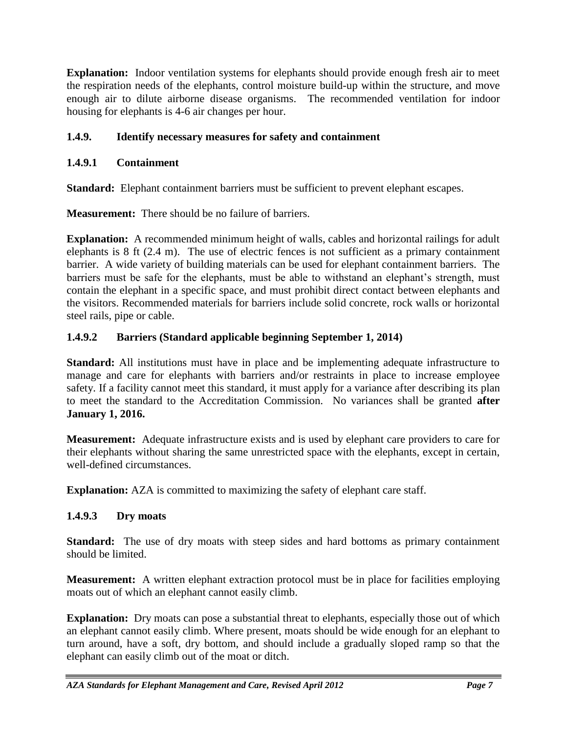**Explanation:** Indoor ventilation systems for elephants should provide enough fresh air to meet the respiration needs of the elephants, control moisture build-up within the structure, and move enough air to dilute airborne disease organisms. The recommended ventilation for indoor housing for elephants is 4-6 air changes per hour.

### 1.4.9. Identify necessary measures for safety and containment

#### 1.4.9.1 Containment

**Standard:** Elephant containment barriers must be sufficient to prevent elephant escapes.

**Measurement:** There should be no failure of barriers.

**Explanation:** A recommended minimum height of walls, cables and horizontal railings for adult elephants is 8 ft (2.4 m). The use of electric fences is not sufficient as a primary containment barrier. A wide variety of building materials can be used for elephant containment barriers. The barriers must be safe for the elephants, must be able to withstand an elephant's strength, must contain the elephant in a specific space, and must prohibit direct contact between elephants and the visitors. Recommended materials for barriers include solid concrete, rock walls or horizontal steel rails, pipe or cable.

#### 1.4.9.2 Barriers (Standard applicable beginning September 1, 2014)

**Standard:** All institutions must have in place and be implementing adequate infrastructure to manage and care for elephants with barriers and/or restraints in place to increase employee safety. If a facility cannot meet this standard, it must apply for a variance after describing its plan to meet the standard to the Accreditation Commission. No variances shall be granted **after January 1, 2016.**

**Measurement:** Adequate infrastructure exists and is used by elephant care providers to care for their elephants without sharing the same unrestricted space with the elephants, except in certain, well-defined circumstances.

**Explanation:** AZA is committed to maximizing the safety of elephant care staff.

#### 1.4.9.3 Dry moats

**Standard:** The use of dry moats with steep sides and hard bottoms as primary containment should be limited.

**Measurement:** A written elephant extraction protocol must be in place for facilities employing moats out of which an elephant cannot easily climb.

**Explanation:** Dry moats can pose a substantial threat to elephants, especially those out of which an elephant cannot easily climb. Where present, moats should be wide enough for an elephant to turn around, have a soft, dry bottom, and should include a gradually sloped ramp so that the elephant can easily climb out of the moat or ditch.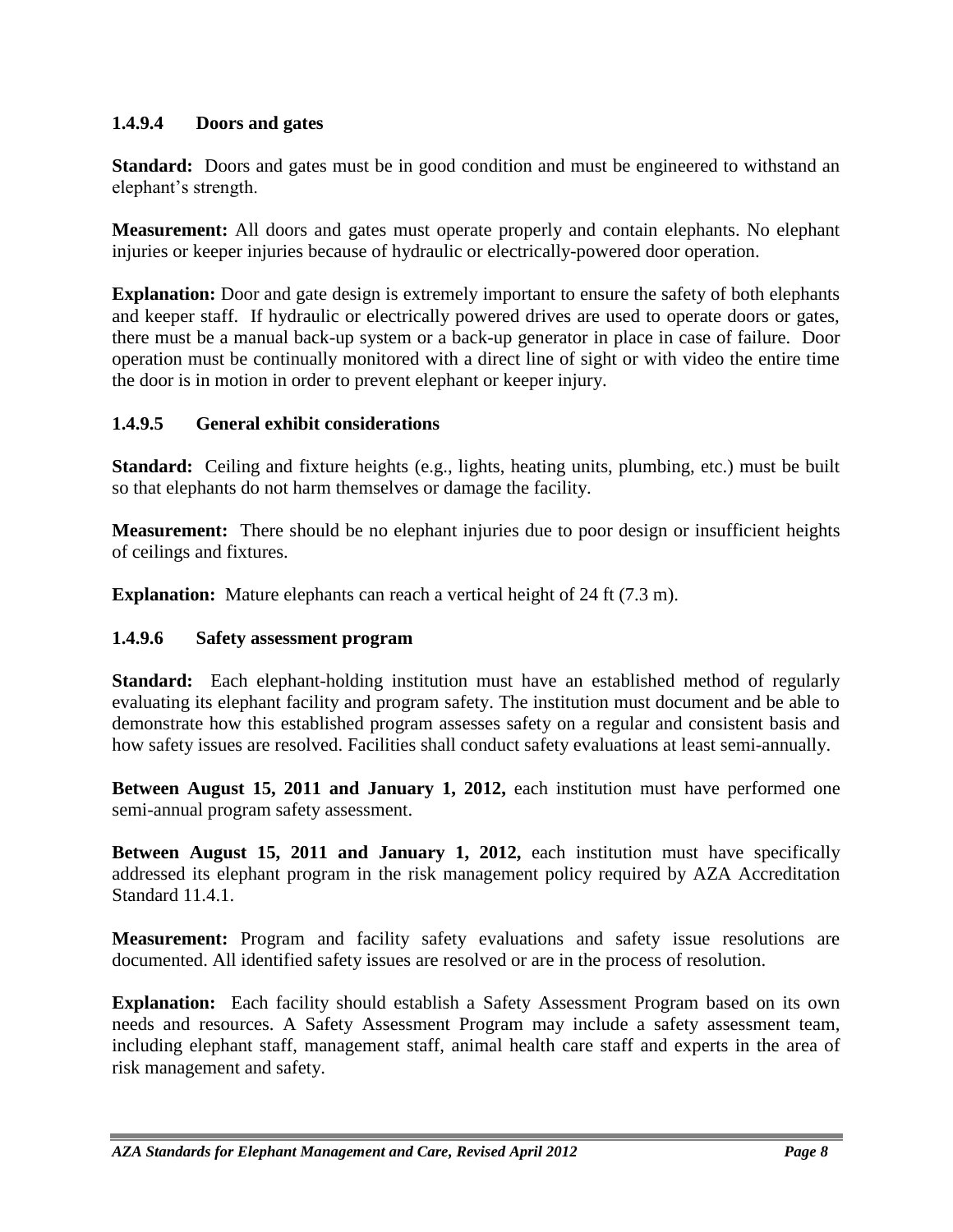### 1.4.9.4 Doors and gates

**Standard:** Doors and gates must be in good condition and must be engineered to withstand an elephant's strength.

**Measurement:** All doors and gates must operate properly and contain elephants. No elephant injuries or keeper injuries because of hydraulic or electrically-powered door operation.

**Explanation:** Door and gate design is extremely important to ensure the safety of both elephants and keeper staff. If hydraulic or electrically powered drives are used to operate doors or gates, there must be a manual back-up system or a back-up generator in place in case of failure. Door operation must be continually monitored with a direct line of sight or with video the entire time the door is in motion in order to prevent elephant or keeper injury.

### 1.4.9.5 General exhibit considerations

**Standard:** Ceiling and fixture heights (e.g., lights, heating units, plumbing, etc.) must be built so that elephants do not harm themselves or damage the facility.

**Measurement:** There should be no elephant injuries due to poor design or insufficient heights of ceilings and fixtures.

**Explanation:** Mature elephants can reach a vertical height of 24 ft (7.3 m).

### 1.4.9.6 Safety assessment program

**Standard:** Each elephant-holding institution must have an established method of regularly evaluating its elephant facility and program safety. The institution must document and be able to demonstrate how this established program assesses safety on a regular and consistent basis and how safety issues are resolved. Facilities shall conduct safety evaluations at least semi-annually.

**Between August 15, 2011 and January 1, 2012,** each institution must have performed one semi-annual program safety assessment.

**Between August 15, 2011 and January 1, 2012,** each institution must have specifically addressed its elephant program in the risk management policy required by AZA Accreditation Standard 11.4.1.

**Measurement:** Program and facility safety evaluations and safety issue resolutions are documented. All identified safety issues are resolved or are in the process of resolution.

**Explanation:** Each facility should establish a Safety Assessment Program based on its own needs and resources. A Safety Assessment Program may include a safety assessment team, including elephant staff, management staff, animal health care staff and experts in the area of risk management and safety.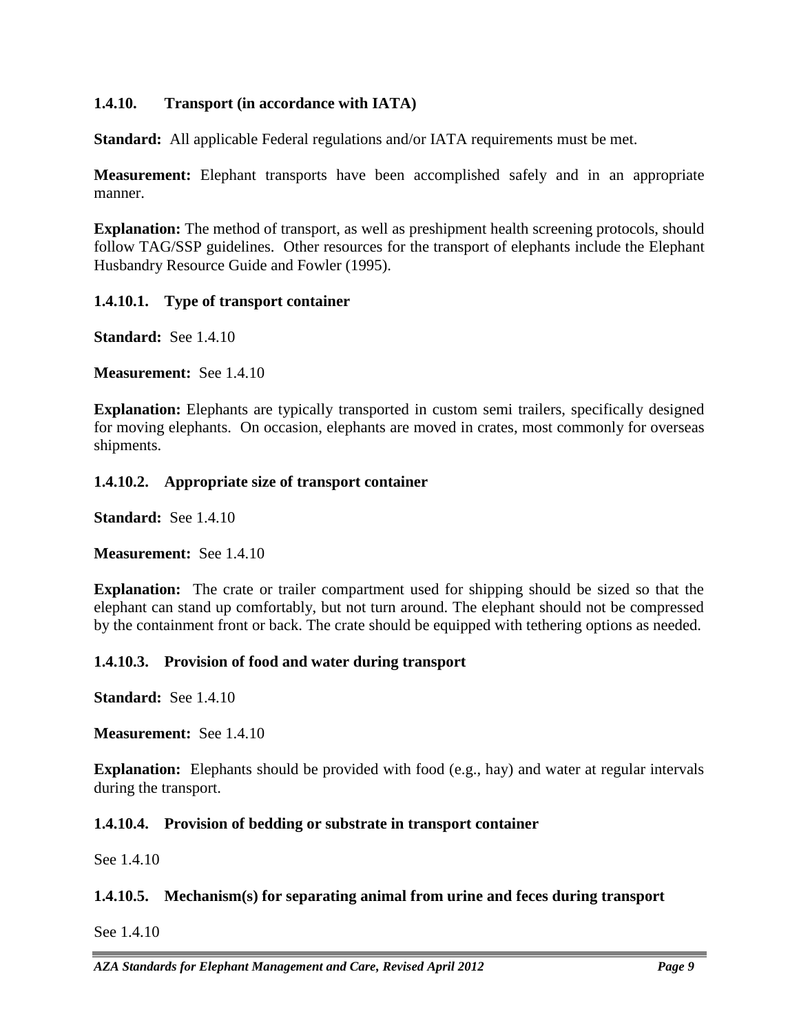### 1.4.10. Transport (in accordance with IATA)

**Standard:** All applicable Federal regulations and/or IATA requirements must be met.

**Measurement:** Elephant transports have been accomplished safely and in an appropriate manner.

**Explanation:** The method of transport, as well as preshipment health screening protocols, should follow TAG/SSP guidelines. Other resources for the transport of elephants include the Elephant Husbandry Resource Guide and Fowler (1995).

#### 1.4.10.1. Type of transport container

**Standard:** See 1.4.10

**Measurement:** See 1.4.10

**Explanation:** Elephants are typically transported in custom semi trailers, specifically designed for moving elephants. On occasion, elephants are moved in crates, most commonly for overseas shipments.

#### 1.4.10.2. Appropriate size of transport container

**Standard:** See 1.4.10

**Measurement:** See 1.4.10

**Explanation:** The crate or trailer compartment used for shipping should be sized so that the elephant can stand up comfortably, but not turn around. The elephant should not be compressed by the containment front or back. The crate should be equipped with tethering options as needed.

#### 1.4.10.3. Provision of food and water during transport

**Standard:** See 1.4.10

**Measurement:** See 1.4.10

**Explanation:** Elephants should be provided with food (e.g., hay) and water at regular intervals during the transport.

#### 1.4.10.4. Provision of bedding or substrate in transport container

See 1.4.10

#### 1.4.10.5. Mechanism(s) for separating animal from urine and feces during transport

See 1.4.10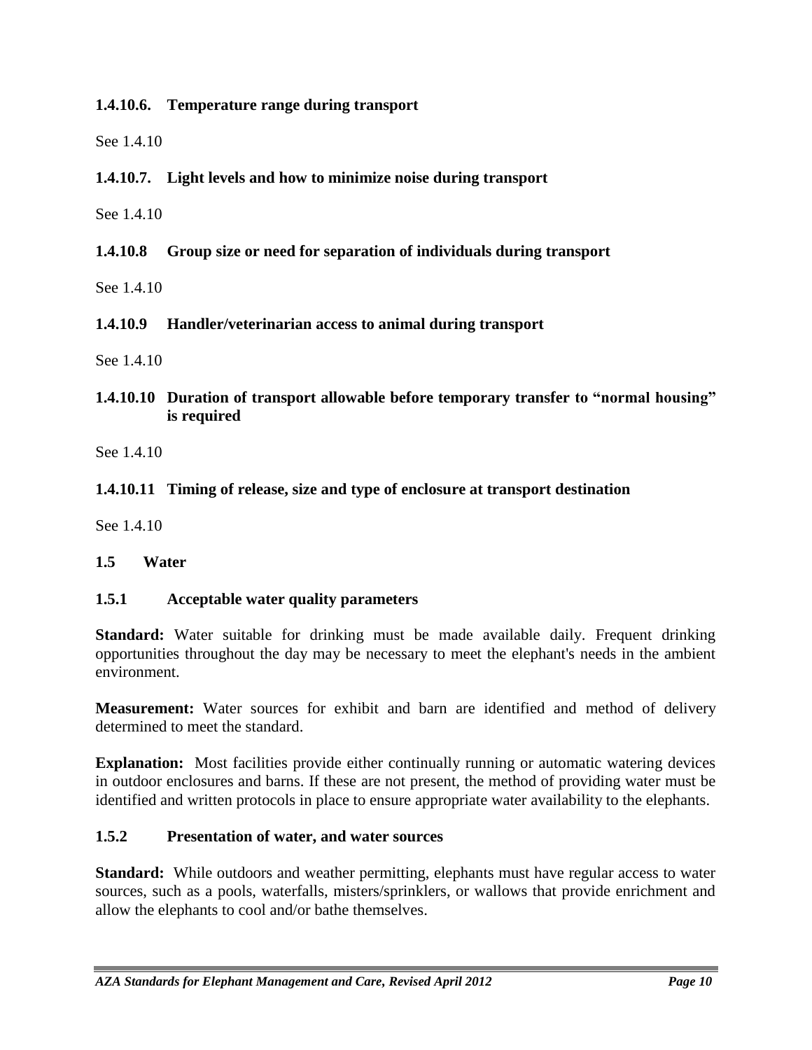#### 1.4.10.6. Temperature range during transport

See 1.4.10

#### 1.4.10.7. Light levels and how to minimize noise during transport

See 1.4.10

#### 1.4.10.8 Group size or need for separation of individuals during transport

See 1.4.10

#### 1.4.10.9 Handler/veterinarian access to animal during transport

See 1.4.10

#### 1.4.10.10 Duration of transport allowable before temporary transfer to "normal housing" is required

See 1.4.10

#### 1.4.10.11 Timing of release, size and type of enclosure at transport destination

See 1.4.10

## 1.5 Water

### 1.5.1 Acceptable water quality parameters

**Standard:** Water suitable for drinking must be made available daily. Frequent drinking opportunities throughout the day may be necessary to meet the elephant's needs in the ambient environment.

**Measurement:** Water sources for exhibit and barn are identified and method of delivery determined to meet the standard.

**Explanation:** Most facilities provide either continually running or automatic watering devices in outdoor enclosures and barns. If these are not present, the method of providing water must be identified and written protocols in place to ensure appropriate water availability to the elephants.

### 1.5.2 Presentation of water, and water sources

**Standard:** While outdoors and weather permitting, elephants must have regular access to water sources, such as a pools, waterfalls, misters/sprinklers, or wallows that provide enrichment and allow the elephants to cool and/or bathe themselves.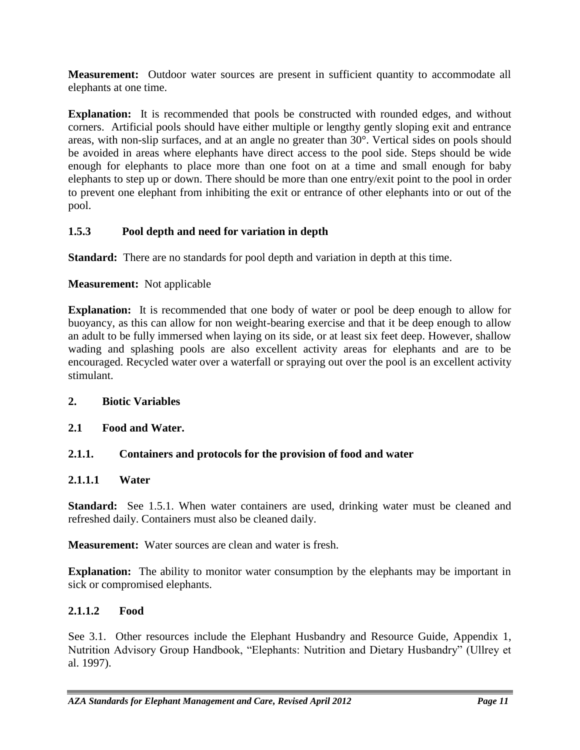**Measurement:** Outdoor water sources are present in sufficient quantity to accommodate all elephants at one time.

**Explanation:** It is recommended that pools be constructed with rounded edges, and without corners. Artificial pools should have either multiple or lengthy gently sloping exit and entrance areas, with non-slip surfaces, and at an angle no greater than 30°. Vertical sides on pools should be avoided in areas where elephants have direct access to the pool side. Steps should be wide enough for elephants to place more than one foot on at a time and small enough for baby elephants to step up or down. There should be more than one entry/exit point to the pool in order to prevent one elephant from inhibiting the exit or entrance of other elephants into or out of the pool.

### 1.5.3 Pool depth and need for variation in depth

**Standard:** There are no standards for pool depth and variation in depth at this time.

**Measurement:** Not applicable

**Explanation:** It is recommended that one body of water or pool be deep enough to allow for buoyancy, as this can allow for non weight-bearing exercise and that it be deep enough to allow an adult to be fully immersed when laying on its side, or at least six feet deep. However, shallow wading and splashing pools are also excellent activity areas for elephants and are to be encouraged. Recycled water over a waterfall or spraying out over the pool is an excellent activity stimulant.

## 2. Biotic Variables

### 2.1 Food and Water.

### 2.1.1. Containers and protocols for the provision of food and water

#### 2.1.1.1 Water

**Standard:** See 1.5.1. When water containers are used, drinking water must be cleaned and refreshed daily. Containers must also be cleaned daily.

**Measurement:** Water sources are clean and water is fresh.

**Explanation:** The ability to monitor water consumption by the elephants may be important in sick or compromised elephants.

#### 2.1.1.2 Food

See 3.1. Other resources include the Elephant Husbandry and Resource Guide, Appendix 1, Nutrition Advisory Group Handbook, "Elephants: Nutrition and Dietary Husbandry" (Ullrey et al. 1997).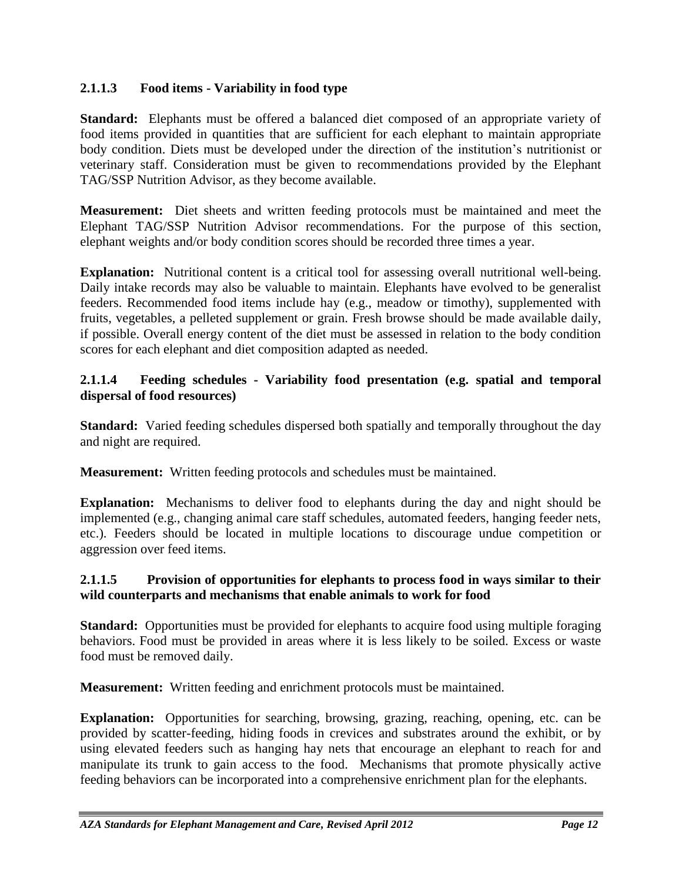#### 2.1.1.3 Food items - Variability in food type

**Standard:** Elephants must be offered a balanced diet composed of an appropriate variety of food items provided in quantities that are sufficient for each elephant to maintain appropriate body condition. Diets must be developed under the direction of the institution's nutritionist or veterinary staff. Consideration must be given to recommendations provided by the Elephant TAG/SSP Nutrition Advisor, as they become available.

**Measurement:** Diet sheets and written feeding protocols must be maintained and meet the Elephant TAG/SSP Nutrition Advisor recommendations. For the purpose of this section, elephant weights and/or body condition scores should be recorded three times a year.

**Explanation:** Nutritional content is a critical tool for assessing overall nutritional well-being. Daily intake records may also be valuable to maintain. Elephants have evolved to be generalist feeders. Recommended food items include hay (e.g., meadow or timothy), supplemented with fruits, vegetables, a pelleted supplement or grain. Fresh browse should be made available daily, if possible. Overall energy content of the diet must be assessed in relation to the body condition scores for each elephant and diet composition adapted as needed.

#### 2.1.1.4 Feeding schedules - Variability food presentation (e.g. spatial and temporal dispersal of food resources)

**Standard:** Varied feeding schedules dispersed both spatially and temporally throughout the day and night are required.

**Measurement:** Written feeding protocols and schedules must be maintained.

**Explanation:** Mechanisms to deliver food to elephants during the day and night should be implemented (e.g., changing animal care staff schedules, automated feeders, hanging feeder nets, etc.). Feeders should be located in multiple locations to discourage undue competition or aggression over feed items.

#### 2.1.1.5 Provision of opportunities for elephants to process food in ways similar to their wild counterparts and mechanisms that enable animals to work for food

**Standard:** Opportunities must be provided for elephants to acquire food using multiple foraging behaviors. Food must be provided in areas where it is less likely to be soiled. Excess or waste food must be removed daily.

**Measurement:** Written feeding and enrichment protocols must be maintained.

**Explanation:** Opportunities for searching, browsing, grazing, reaching, opening, etc. can be provided by scatter-feeding, hiding foods in crevices and substrates around the exhibit, or by using elevated feeders such as hanging hay nets that encourage an elephant to reach for and manipulate its trunk to gain access to the food. Mechanisms that promote physically active feeding behaviors can be incorporated into a comprehensive enrichment plan for the elephants.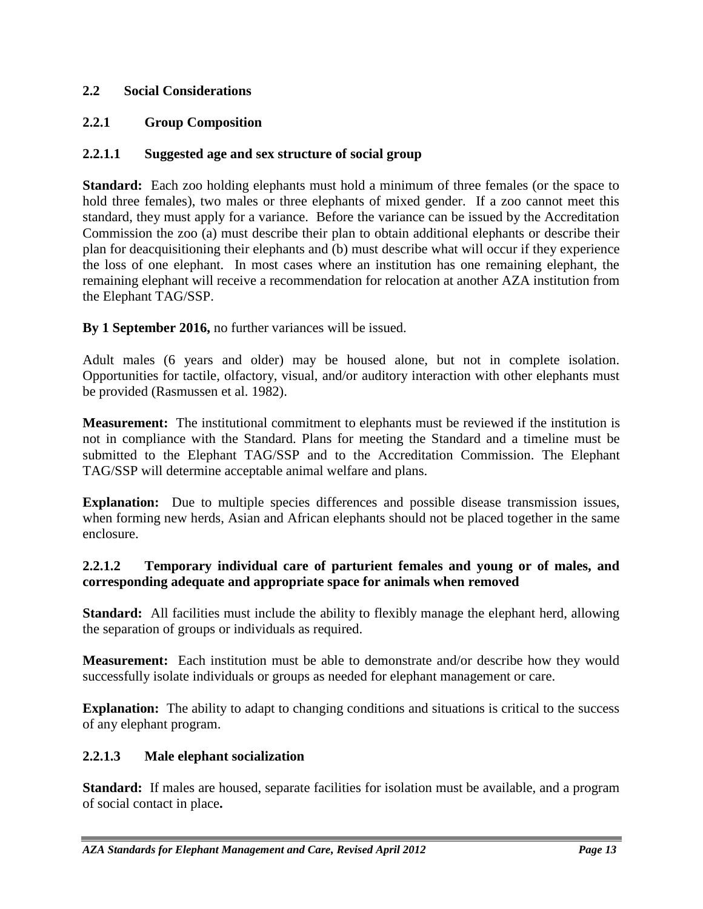## 2.2 Social Considerations

### 2.2.1 Group Composition

#### 2.2.1.1 Suggested age and sex structure of social group

**Standard:** Each zoo holding elephants must hold a minimum of three females (or the space to hold three females), two males or three elephants of mixed gender. If a zoo cannot meet this standard, they must apply for a variance. Before the variance can be issued by the Accreditation Commission the zoo (a) must describe their plan to obtain additional elephants or describe their plan for deacquisitioning their elephants and (b) must describe what will occur if they experience the loss of one elephant. In most cases where an institution has one remaining elephant, the remaining elephant will receive a recommendation for relocation at another AZA institution from the Elephant TAG/SSP.

**By 1 September 2016,** no further variances will be issued.

Adult males (6 years and older) may be housed alone, but not in complete isolation. Opportunities for tactile, olfactory, visual, and/or auditory interaction with other elephants must be provided (Rasmussen et al. 1982).

**Measurement:** The institutional commitment to elephants must be reviewed if the institution is not in compliance with the Standard. Plans for meeting the Standard and a timeline must be submitted to the Elephant TAG/SSP and to the Accreditation Commission. The Elephant TAG/SSP will determine acceptable animal welfare and plans.

**Explanation:** Due to multiple species differences and possible disease transmission issues, when forming new herds, Asian and African elephants should not be placed together in the same enclosure.

#### 2.2.1.2 Temporary individual care of parturient females and young or of males, and corresponding adequate and appropriate space for animals when removed

**Standard:** All facilities must include the ability to flexibly manage the elephant herd, allowing the separation of groups or individuals as required.

**Measurement:** Each institution must be able to demonstrate and/or describe how they would successfully isolate individuals or groups as needed for elephant management or care.

**Explanation:** The ability to adapt to changing conditions and situations is critical to the success of any elephant program.

#### 2.2.1.3 Male elephant socialization

**Standard:** If males are housed, separate facilities for isolation must be available, and a program of social contact in place**.**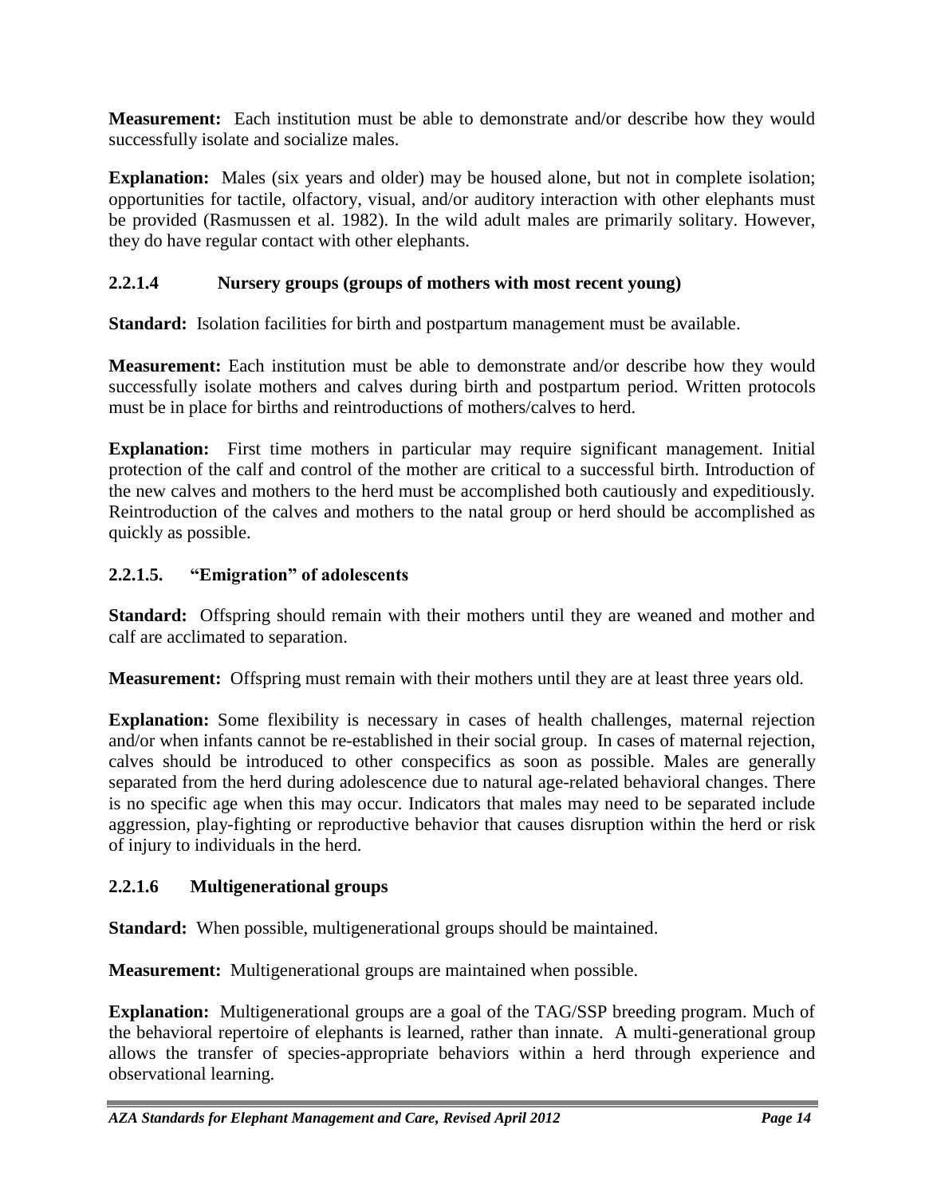**Measurement:** Each institution must be able to demonstrate and/or describe how they would successfully isolate and socialize males.

**Explanation:** Males (six years and older) may be housed alone, but not in complete isolation; opportunities for tactile, olfactory, visual, and/or auditory interaction with other elephants must be provided (Rasmussen et al. 1982). In the wild adult males are primarily solitary. However, they do have regular contact with other elephants.

#### 2.2.1.4 Nursery groups (groups of mothers with most recent young)

**Standard:** Isolation facilities for birth and postpartum management must be available.

**Measurement:** Each institution must be able to demonstrate and/or describe how they would successfully isolate mothers and calves during birth and postpartum period. Written protocols must be in place for births and reintroductions of mothers/calves to herd.

**Explanation:** First time mothers in particular may require significant management. Initial protection of the calf and control of the mother are critical to a successful birth. Introduction of the new calves and mothers to the herd must be accomplished both cautiously and expeditiously. Reintroduction of the calves and mothers to the natal group or herd should be accomplished as quickly as possible.

#### 2.2.1.5. "Emigration" of adolescents

**Standard:** Offspring should remain with their mothers until they are weaned and mother and calf are acclimated to separation.

**Measurement:** Offspring must remain with their mothers until they are at least three years old.

**Explanation:** Some flexibility is necessary in cases of health challenges, maternal rejection and/or when infants cannot be re-established in their social group. In cases of maternal rejection, calves should be introduced to other conspecifics as soon as possible. Males are generally separated from the herd during adolescence due to natural age-related behavioral changes. There is no specific age when this may occur. Indicators that males may need to be separated include aggression, play-fighting or reproductive behavior that causes disruption within the herd or risk of injury to individuals in the herd.

#### 2.2.1.6 Multigenerational groups

**Standard:** When possible, multigenerational groups should be maintained.

**Measurement:** Multigenerational groups are maintained when possible.

**Explanation:** Multigenerational groups are a goal of the TAG/SSP breeding program. Much of the behavioral repertoire of elephants is learned, rather than innate. A multi-generational group allows the transfer of species-appropriate behaviors within a herd through experience and observational learning.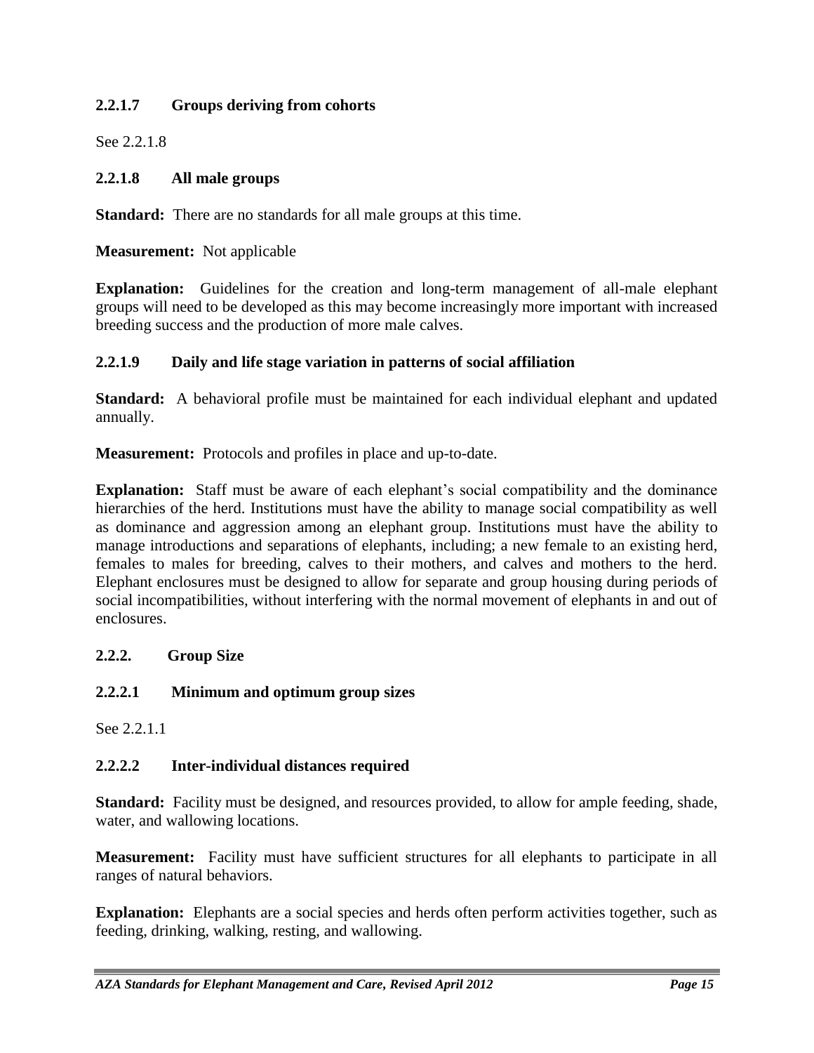### 2.2.1.7 Groups deriving from cohorts

See 2.2.1.8

### 2.2.1.8 All male groups

**Standard:** There are no standards for all male groups at this time.

**Measurement:** Not applicable

**Explanation:** Guidelines for the creation and long-term management of all-male elephant groups will need to be developed as this may become increasingly more important with increased breeding success and the production of more male calves.

### 2.2.1.9 Daily and life stage variation in patterns of social affiliation

**Standard:** A behavioral profile must be maintained for each individual elephant and updated annually.

**Measurement:** Protocols and profiles in place and up-to-date.

**Explanation:** Staff must be aware of each elephant's social compatibility and the dominance hierarchies of the herd. Institutions must have the ability to manage social compatibility as well as dominance and aggression among an elephant group. Institutions must have the ability to manage introductions and separations of elephants, including; a new female to an existing herd, females to males for breeding, calves to their mothers, and calves and mothers to the herd. Elephant enclosures must be designed to allow for separate and group housing during periods of social incompatibilities, without interfering with the normal movement of elephants in and out of enclosures.

## 2.2.2. Group Size

### 2.2.2.1 Minimum and optimum group sizes

See 2.2.1.1

### 2.2.2.2 Inter-individual distances required

**Standard:** Facility must be designed, and resources provided, to allow for ample feeding, shade, water, and wallowing locations.

**Measurement:** Facility must have sufficient structures for all elephants to participate in all ranges of natural behaviors.

**Explanation:** Elephants are a social species and herds often perform activities together, such as feeding, drinking, walking, resting, and wallowing.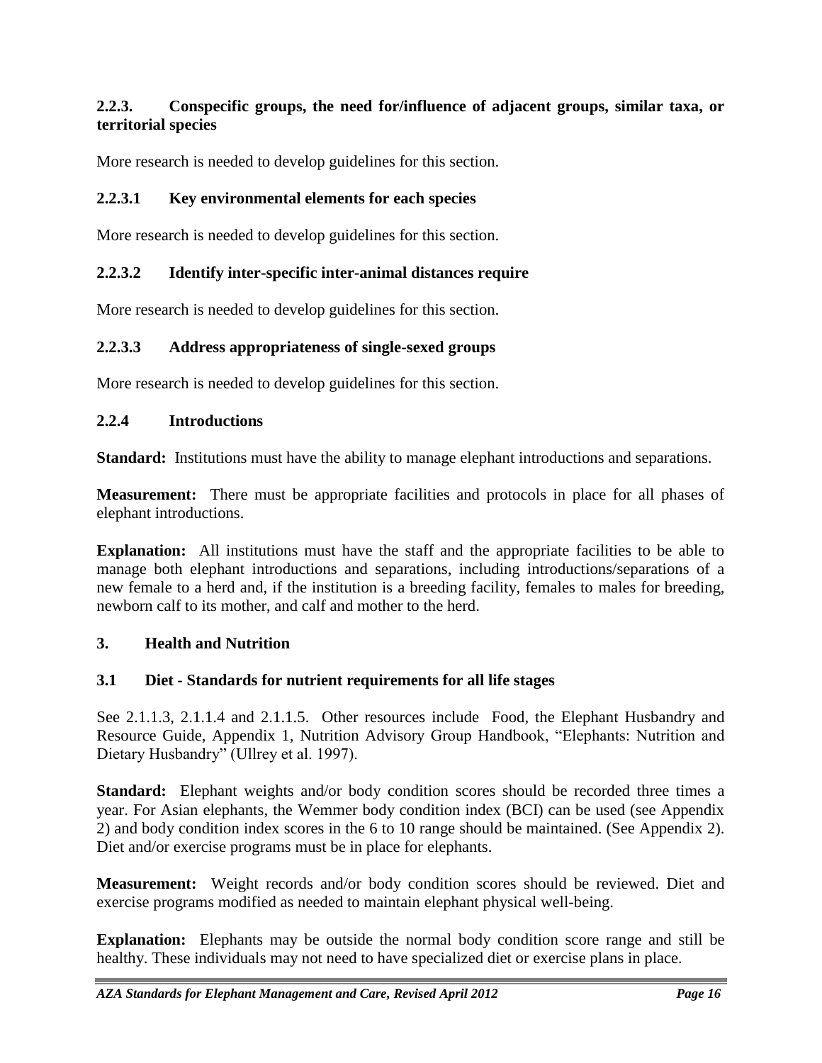### 2.2.3. Conspecific groups, the need for/influence of adjacent groups, similar taxa, or territorial species

More research is needed to develop guidelines for this section.

#### 2.2.3.1 Key environmental elements for each species

More research is needed to develop guidelines for this section.

#### 2.2.3.2 Identify inter-specific inter-animal distances require

More research is needed to develop guidelines for this section.

#### 2.2.3.3 Address appropriateness of single-sexed groups

More research is needed to develop guidelines for this section.

### 2.2.4 Introductions

**Standard:** Institutions must have the ability to manage elephant introductions and separations.

**Measurement:** There must be appropriate facilities and protocols in place for all phases of elephant introductions.

**Explanation:** All institutions must have the staff and the appropriate facilities to be able to manage both elephant introductions and separations, including introductions/separations of a new female to a herd and, if the institution is a breeding facility, females to males for breeding, newborn calf to its mother, and calf and mother to the herd.

## 3. Health and Nutrition

### 3.1 Diet - Standards for nutrient requirements for all life stages

See 2.1.1.3, 2.1.1.4 and 2.1.1.5. Other resources include Food, the Elephant Husbandry and Resource Guide, Appendix 1, Nutrition Advisory Group Handbook, "Elephants: Nutrition and Dietary Husbandry" (Ullrey et al. 1997).

**Standard:** Elephant weights and/or body condition scores should be recorded three times a year. For Asian elephants, the Wemmer body condition index (BCI) can be used (see Appendix 2) and body condition index scores in the 6 to 10 range should be maintained. (See Appendix 2). Diet and/or exercise programs must be in place for elephants.

**Measurement:** Weight records and/or body condition scores should be reviewed. Diet and exercise programs modified as needed to maintain elephant physical well-being.

**Explanation:** Elephants may be outside the normal body condition score range and still be healthy. These individuals may not need to have specialized diet or exercise plans in place.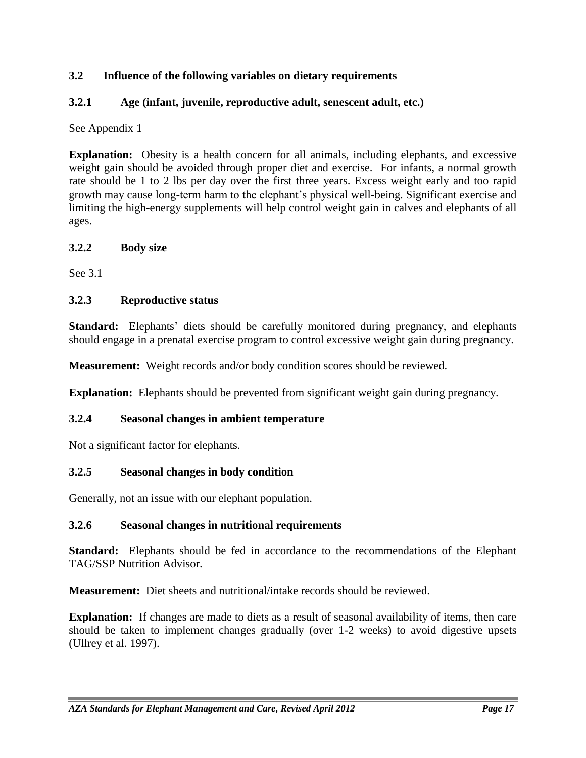### 3.2 Influence of the following variables on dietary requirements

#### 3.2.1 Age (infant, juvenile, reproductive adult, senescent adult, etc.)

See Appendix 1

**Explanation:** Obesity is a health concern for all animals, including elephants, and excessive weight gain should be avoided through proper diet and exercise. For infants, a normal growth rate should be 1 to 2 lbs per day over the first three years. Excess weight early and too rapid growth may cause long-term harm to the elephant's physical well-being. Significant exercise and limiting the high-energy supplements will help control weight gain in calves and elephants of all ages.

#### 3.2.2 Body size

See 3.1

#### 3.2.3 Reproductive status

**Standard:** Elephants' diets should be carefully monitored during pregnancy, and elephants should engage in a prenatal exercise program to control excessive weight gain during pregnancy.

**Measurement:** Weight records and/or body condition scores should be reviewed.

**Explanation:** Elephants should be prevented from significant weight gain during pregnancy.

#### 3.2.4 Seasonal changes in ambient temperature

Not a significant factor for elephants.

#### 3.2.5 Seasonal changes in body condition

Generally, not an issue with our elephant population.

#### 3.2.6 Seasonal changes in nutritional requirements

**Standard:** Elephants should be fed in accordance to the recommendations of the Elephant TAG/SSP Nutrition Advisor.

**Measurement:** Diet sheets and nutritional/intake records should be reviewed.

**Explanation:** If changes are made to diets as a result of seasonal availability of items, then care should be taken to implement changes gradually (over 1-2 weeks) to avoid digestive upsets (Ullrey et al. 1997).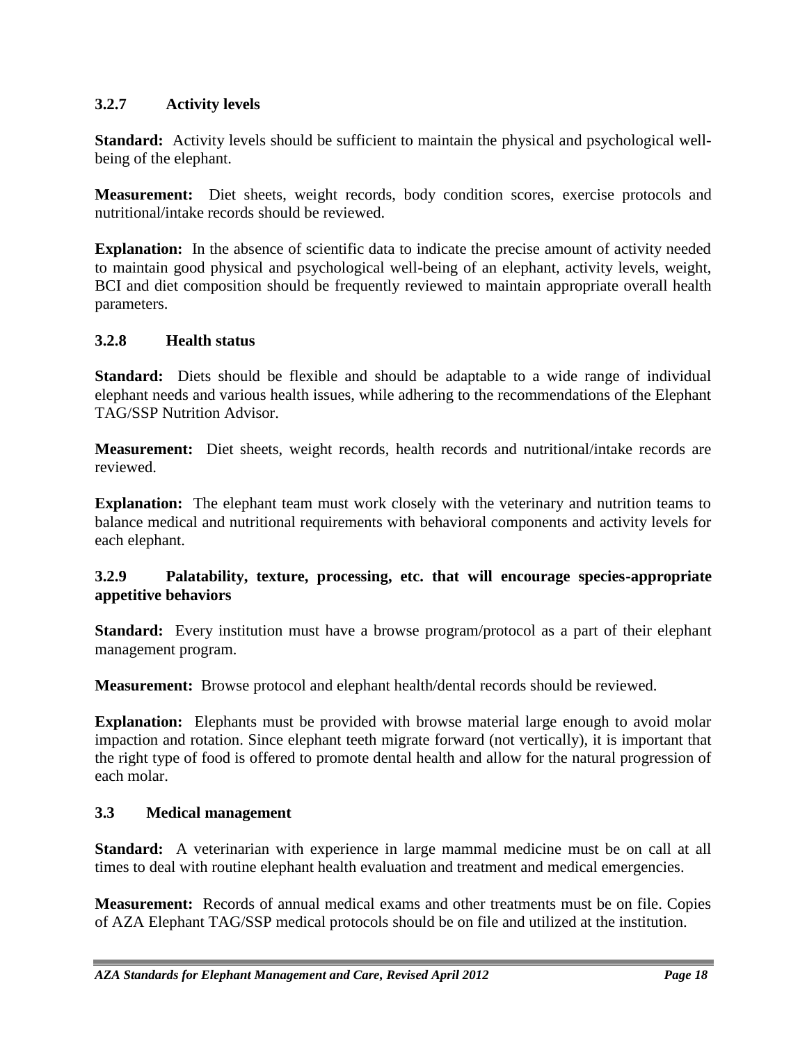### 3.2.7 Activity levels

**Standard:** Activity levels should be sufficient to maintain the physical and psychological well-being of the elephant.

**Measurement:** Diet sheets, weight records, body condition scores, exercise protocols and nutritional/intake records should be reviewed.

**Explanation:** In the absence of scientific data to indicate the precise amount of activity needed to maintain good physical and psychological well-being of an elephant, activity levels, weight, BCI and diet composition should be frequently reviewed to maintain appropriate overall health parameters.

### 3.2.8 Health status

**Standard:** Diets should be flexible and should be adaptable to a wide range of individual elephant needs and various health issues, while adhering to the recommendations of the Elephant TAG/SSP Nutrition Advisor.

**Measurement:** Diet sheets, weight records, health records and nutritional/intake records are reviewed.

**Explanation:** The elephant team must work closely with the veterinary and nutrition teams to balance medical and nutritional requirements with behavioral components and activity levels for each elephant.

### 3.2.9 Palatability, texture, processing, etc. that will encourage species-appropriate appetitive behaviors

**Standard:** Every institution must have a browse program/protocol as a part of their elephant management program.

**Measurement:** Browse protocol and elephant health/dental records should be reviewed.

**Explanation:** Elephants must be provided with browse material large enough to avoid molar impaction and rotation. Since elephant teeth migrate forward (not vertically), it is important that the right type of food is offered to promote dental health and allow for the natural progression of each molar.

## 3.3 Medical management

**Standard:** A veterinarian with experience in large mammal medicine must be on call at all times to deal with routine elephant health evaluation and treatment and medical emergencies.

**Measurement:** Records of annual medical exams and other treatments must be on file. Copies of AZA Elephant TAG/SSP medical protocols should be on file and utilized at the institution.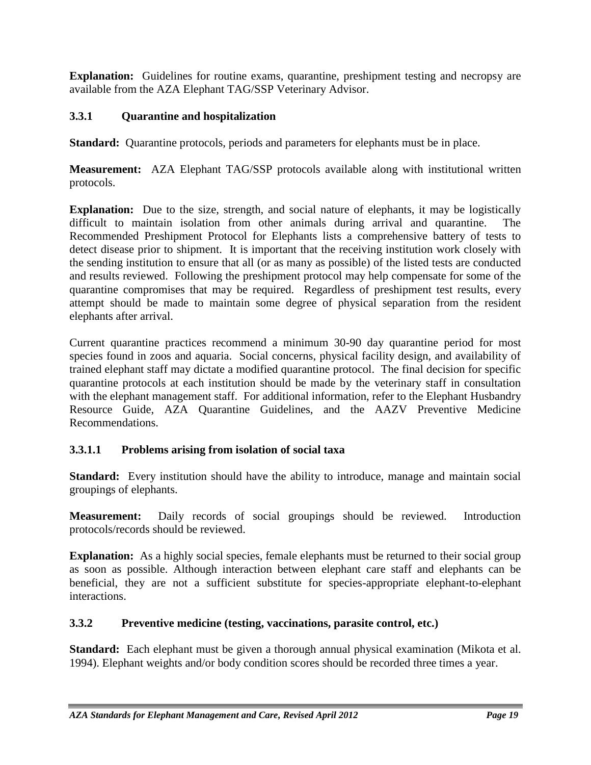**Explanation:** Guidelines for routine exams, quarantine, preshipment testing and necropsy are available from the AZA Elephant TAG/SSP Veterinary Advisor.

### 3.3.1 Quarantine and hospitalization

**Standard:** Quarantine protocols, periods and parameters for elephants must be in place.

**Measurement:** AZA Elephant TAG/SSP protocols available along with institutional written protocols.

**Explanation:** Due to the size, strength, and social nature of elephants, it may be logistically difficult to maintain isolation from other animals during arrival and quarantine. The Recommended Preshipment Protocol for Elephants lists a comprehensive battery of tests to detect disease prior to shipment. It is important that the receiving institution work closely with the sending institution to ensure that all (or as many as possible) of the listed tests are conducted and results reviewed. Following the preshipment protocol may help compensate for some of the quarantine compromises that may be required. Regardless of preshipment test results, every attempt should be made to maintain some degree of physical separation from the resident elephants after arrival.

Current quarantine practices recommend a minimum 30-90 day quarantine period for most species found in zoos and aquaria. Social concerns, physical facility design, and availability of trained elephant staff may dictate a modified quarantine protocol. The final decision for specific quarantine protocols at each institution should be made by the veterinary staff in consultation with the elephant management staff. For additional information, refer to the Elephant Husbandry Resource Guide, AZA Quarantine Guidelines, and the AAZV Preventive Medicine Recommendations.

#### 3.3.1.1 Problems arising from isolation of social taxa

**Standard:** Every institution should have the ability to introduce, manage and maintain social groupings of elephants.

**Measurement:** Daily records of social groupings should be reviewed. Introduction protocols/records should be reviewed.

**Explanation:** As a highly social species, female elephants must be returned to their social group as soon as possible. Although interaction between elephant care staff and elephants can be beneficial, they are not a sufficient substitute for species-appropriate elephant-to-elephant interactions.

### 3.3.2 Preventive medicine (testing, vaccinations, parasite control, etc.)

**Standard:** Each elephant must be given a thorough annual physical examination (Mikota et al. 1994). Elephant weights and/or body condition scores should be recorded three times a year.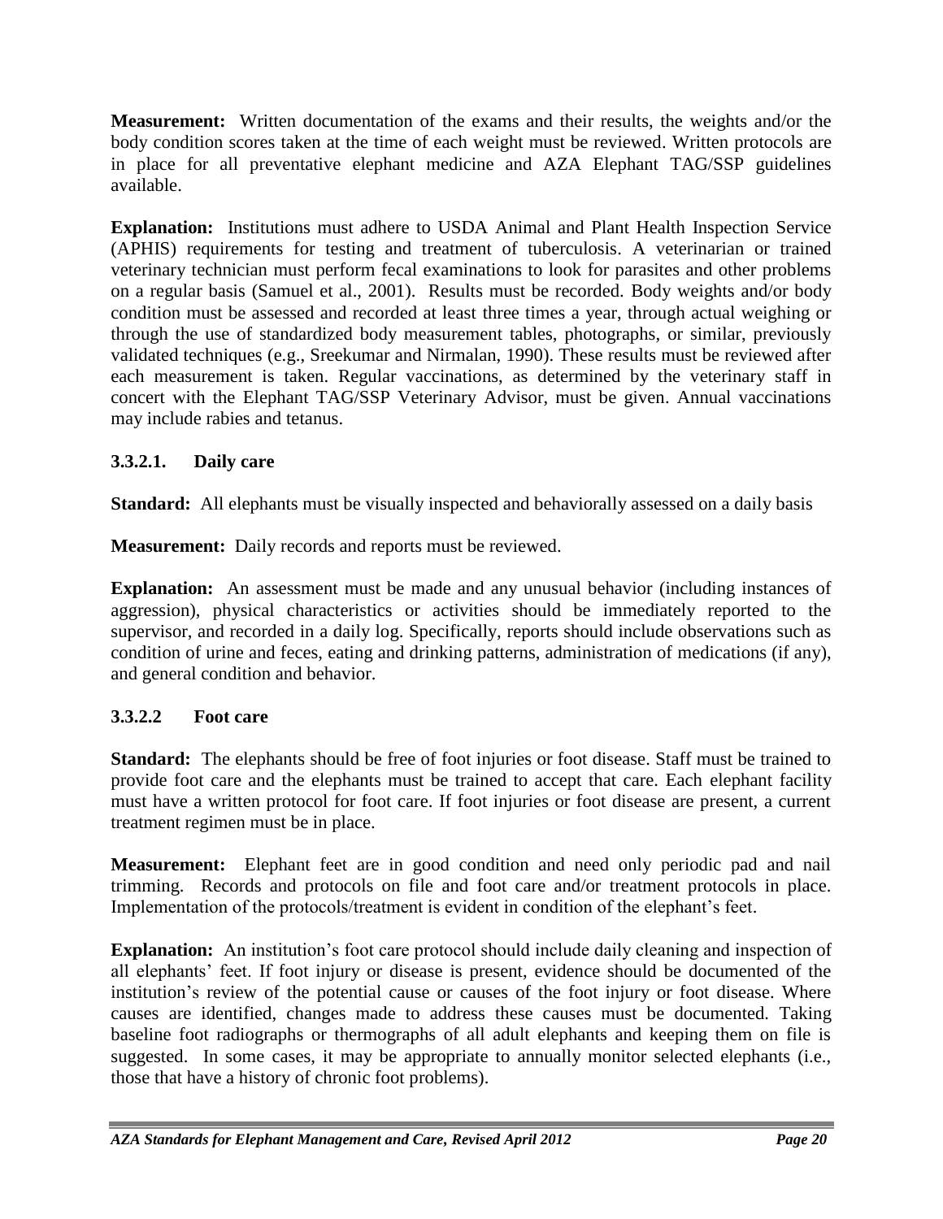**Measurement:** Written documentation of the exams and their results, the weights and/or the body condition scores taken at the time of each weight must be reviewed. Written protocols are in place for all preventative elephant medicine and AZA Elephant TAG/SSP guidelines available.

**Explanation:** Institutions must adhere to USDA Animal and Plant Health Inspection Service (APHIS) requirements for testing and treatment of tuberculosis. A veterinarian or trained veterinary technician must perform fecal examinations to look for parasites and other problems on a regular basis (Samuel et al., 2001). Results must be recorded. Body weights and/or body condition must be assessed and recorded at least three times a year, through actual weighing or through the use of standardized body measurement tables, photographs, or similar, previously validated techniques (e.g., Sreekumar and Nirmalan, 1990). These results must be reviewed after each measurement is taken. Regular vaccinations, as determined by the veterinary staff in concert with the Elephant TAG/SSP Veterinary Advisor, must be given. Annual vaccinations may include rabies and tetanus.

### 3.3.2.1. Daily care

**Standard:** All elephants must be visually inspected and behaviorally assessed on a daily basis

**Measurement:** Daily records and reports must be reviewed.

**Explanation:** An assessment must be made and any unusual behavior (including instances of aggression), physical characteristics or activities should be immediately reported to the supervisor, and recorded in a daily log. Specifically, reports should include observations such as condition of urine and feces, eating and drinking patterns, administration of medications (if any), and general condition and behavior.

### 3.3.2.2 Foot care

**Standard:** The elephants should be free of foot injuries or foot disease. Staff must be trained to provide foot care and the elephants must be trained to accept that care. Each elephant facility must have a written protocol for foot care. If foot injuries or foot disease are present, a current treatment regimen must be in place.

**Measurement:** Elephant feet are in good condition and need only periodic pad and nail trimming. Records and protocols on file and foot care and/or treatment protocols in place. Implementation of the protocols/treatment is evident in condition of the elephant's feet.

**Explanation:** An institution's foot care protocol should include daily cleaning and inspection of all elephants' feet. If foot injury or disease is present, evidence should be documented of the institution's review of the potential cause or causes of the foot injury or foot disease. Where causes are identified, changes made to address these causes must be documented. Taking baseline foot radiographs or thermographs of all adult elephants and keeping them on file is suggested. In some cases, it may be appropriate to annually monitor selected elephants (i.e., those that have a history of chronic foot problems).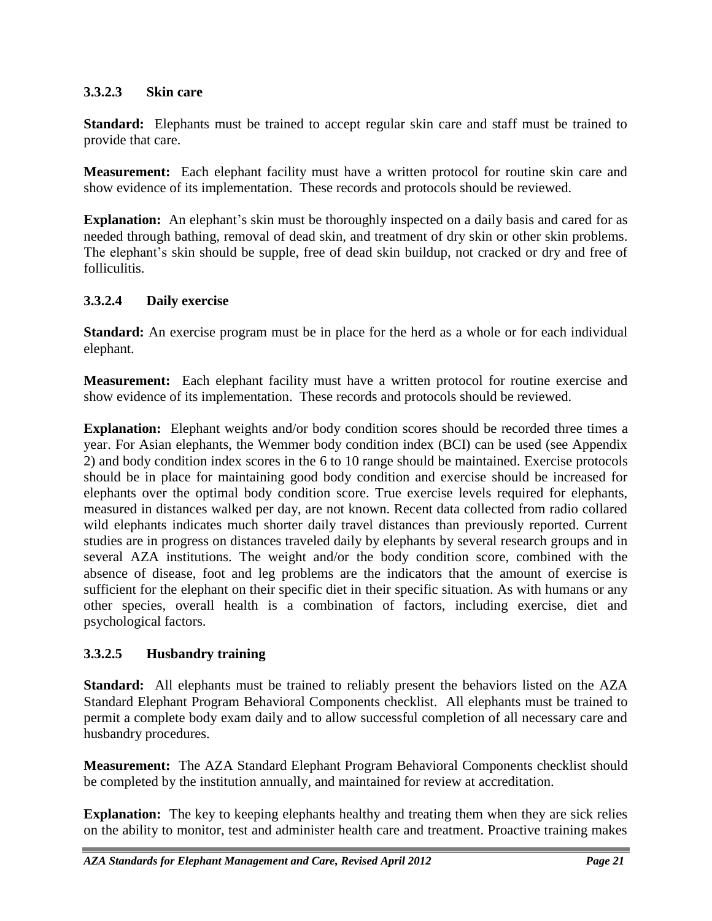### 3.3.2.3 Skin care

**Standard:** Elephants must be trained to accept regular skin care and staff must be trained to provide that care.

**Measurement:** Each elephant facility must have a written protocol for routine skin care and show evidence of its implementation. These records and protocols should be reviewed.

**Explanation:** An elephant's skin must be thoroughly inspected on a daily basis and cared for as needed through bathing, removal of dead skin, and treatment of dry skin or other skin problems. The elephant's skin should be supple, free of dead skin buildup, not cracked or dry and free of folliculitis.

### 3.3.2.4 Daily exercise

**Standard:** An exercise program must be in place for the herd as a whole or for each individual elephant.

**Measurement:** Each elephant facility must have a written protocol for routine exercise and show evidence of its implementation. These records and protocols should be reviewed.

**Explanation:** Elephant weights and/or body condition scores should be recorded three times a year. For Asian elephants, the Wemmer body condition index (BCI) can be used (see Appendix 2) and body condition index scores in the 6 to 10 range should be maintained. Exercise protocols should be in place for maintaining good body condition and exercise should be increased for elephants over the optimal body condition score. True exercise levels required for elephants, measured in distances walked per day, are not known. Recent data collected from radio collared wild elephants indicates much shorter daily travel distances than previously reported. Current studies are in progress on distances traveled daily by elephants by several research groups and in several AZA institutions. The weight and/or the body condition score, combined with the absence of disease, foot and leg problems are the indicators that the amount of exercise is sufficient for the elephant on their specific diet in their specific situation. As with humans or any other species, overall health is a combination of factors, including exercise, diet and psychological factors.

### 3.3.2.5 Husbandry training

**Standard:** All elephants must be trained to reliably present the behaviors listed on the AZA Standard Elephant Program Behavioral Components checklist. All elephants must be trained to permit a complete body exam daily and to allow successful completion of all necessary care and husbandry procedures.

**Measurement:** The AZA Standard Elephant Program Behavioral Components checklist should be completed by the institution annually, and maintained for review at accreditation.

**Explanation:** The key to keeping elephants healthy and treating them when they are sick relies on the ability to monitor, test and administer health care and treatment. Proactive training makes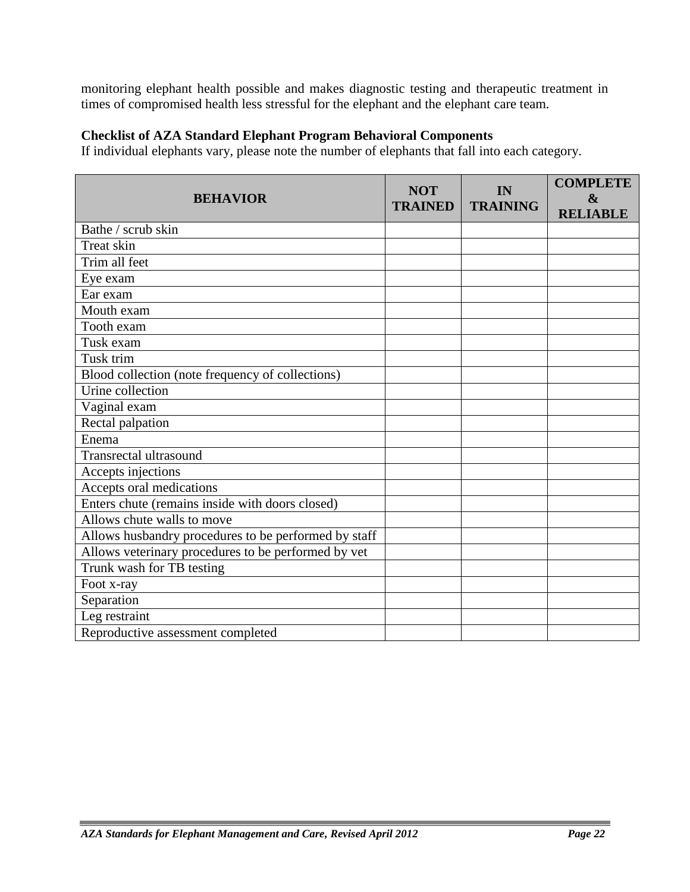monitoring elephant health possible and makes diagnostic testing and therapeutic treatment in times of compromised health less stressful for the elephant and the elephant care team.

**Checklist of AZA Standard Elephant Program Behavioral Components**
If individual elephants vary, please note the number of elephants that fall into each category.

| BEHAVIOR | NOT TRAINED | IN TRAINING | COMPLETE & RELIABLE |
|---|---|---|---|
| Bathe / scrub skin | | | |
| Treat skin | | | |
| Trim all feet | | | |
| Eye exam | | | |
| Ear exam | | | |
| Mouth exam | | | |
| Tooth exam | | | |
| Tusk exam | | | |
| Tusk trim | | | |
| Blood collection (note frequency of collections) | | | |
| Urine collection | | | |
| Vaginal exam | | | |
| Rectal palpation | | | |
| Enema | | | |
| Transrectal ultrasound | | | |
| Accepts injections | | | |
| Accepts oral medications | | | |
| Enters chute (remains inside with doors closed) | | | |
| Allows chute walls to move | | | |
| Allows husbandry procedures to be performed by staff | | | |
| Allows veterinary procedures to be performed by vet | | | |
| Trunk wash for TB testing | | | |
| Foot x-ray | | | |
| Separation | | | |
| Leg restraint | | | |
| Reproductive assessment completed | | | |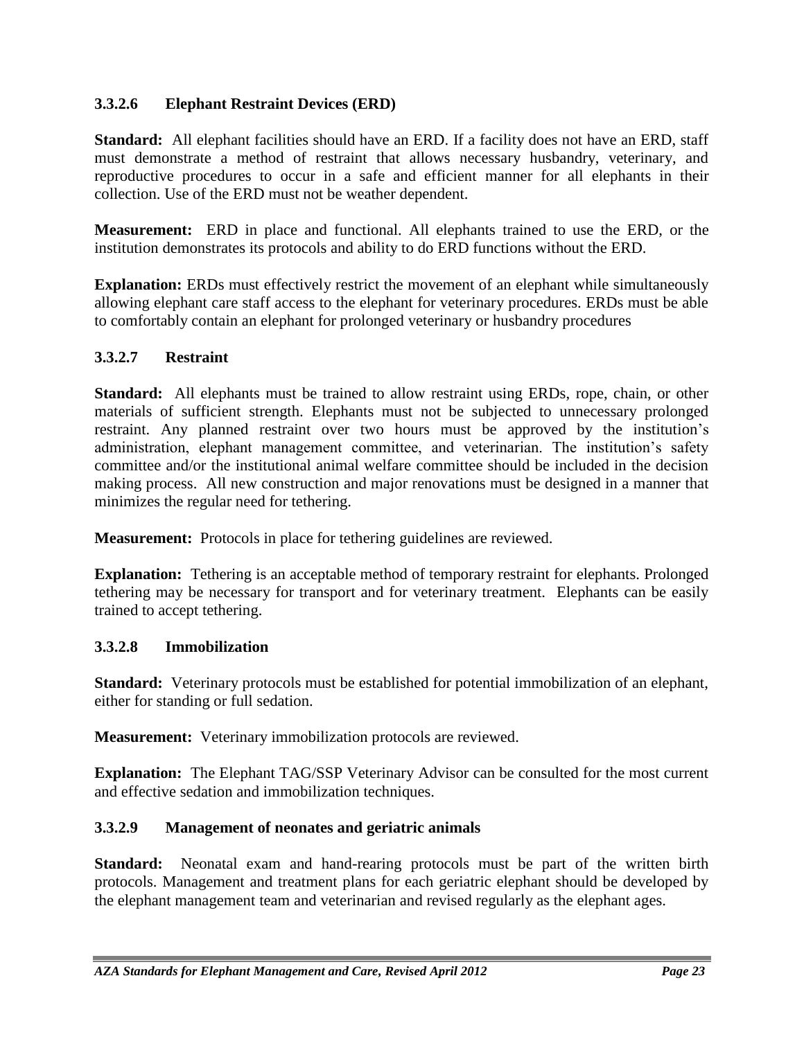### 3.3.2.6 Elephant Restraint Devices (ERD)

**Standard:** All elephant facilities should have an ERD. If a facility does not have an ERD, staff must demonstrate a method of restraint that allows necessary husbandry, veterinary, and reproductive procedures to occur in a safe and efficient manner for all elephants in their collection. Use of the ERD must not be weather dependent.

**Measurement:** ERD in place and functional. All elephants trained to use the ERD, or the institution demonstrates its protocols and ability to do ERD functions without the ERD.

**Explanation:** ERDs must effectively restrict the movement of an elephant while simultaneously allowing elephant care staff access to the elephant for veterinary procedures. ERDs must be able to comfortably contain an elephant for prolonged veterinary or husbandry procedures

### 3.3.2.7 Restraint

**Standard:** All elephants must be trained to allow restraint using ERDs, rope, chain, or other materials of sufficient strength. Elephants must not be subjected to unnecessary prolonged restraint. Any planned restraint over two hours must be approved by the institution's administration, elephant management committee, and veterinarian. The institution's safety committee and/or the institutional animal welfare committee should be included in the decision making process. All new construction and major renovations must be designed in a manner that minimizes the regular need for tethering.

**Measurement:** Protocols in place for tethering guidelines are reviewed.

**Explanation:** Tethering is an acceptable method of temporary restraint for elephants. Prolonged tethering may be necessary for transport and for veterinary treatment. Elephants can be easily trained to accept tethering.

### 3.3.2.8 Immobilization

**Standard:** Veterinary protocols must be established for potential immobilization of an elephant, either for standing or full sedation.

**Measurement:** Veterinary immobilization protocols are reviewed.

**Explanation:** The Elephant TAG/SSP Veterinary Advisor can be consulted for the most current and effective sedation and immobilization techniques.

### 3.3.2.9 Management of neonates and geriatric animals

**Standard:** Neonatal exam and hand-rearing protocols must be part of the written birth protocols. Management and treatment plans for each geriatric elephant should be developed by the elephant management team and veterinarian and revised regularly as the elephant ages.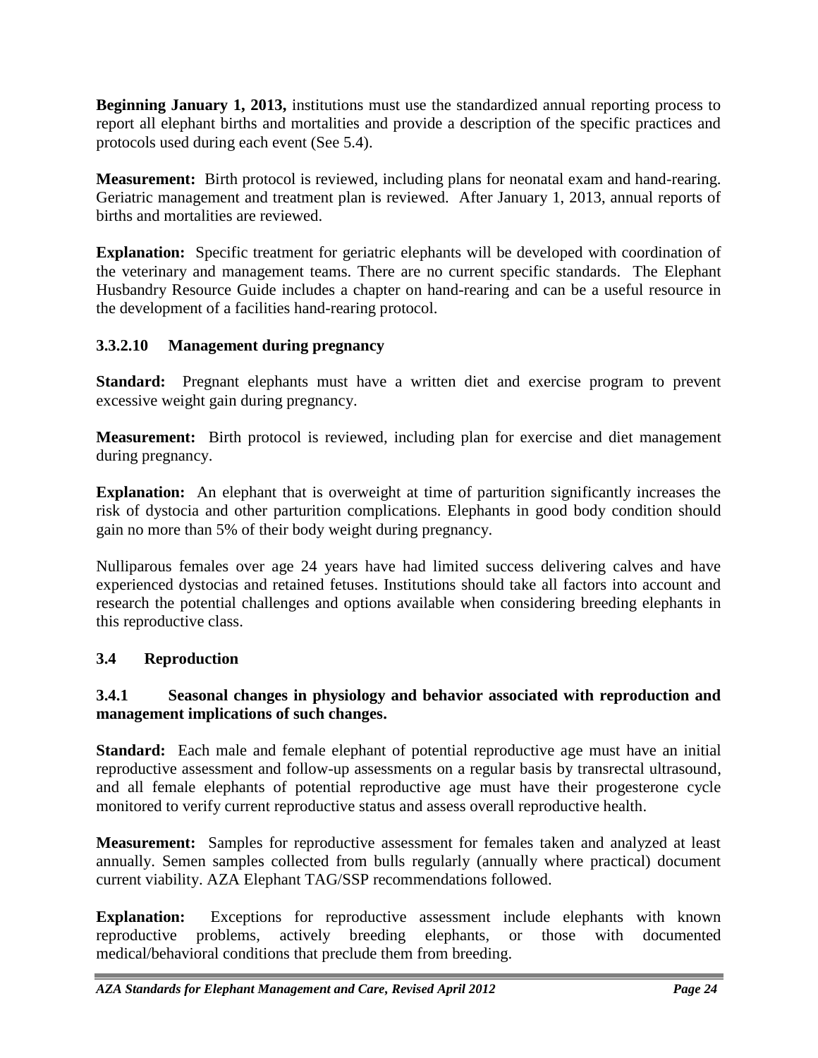**Beginning January 1, 2013,** institutions must use the standardized annual reporting process to report all elephant births and mortalities and provide a description of the specific practices and protocols used during each event (See 5.4).

**Measurement:** Birth protocol is reviewed, including plans for neonatal exam and hand-rearing. Geriatric management and treatment plan is reviewed. After January 1, 2013, annual reports of births and mortalities are reviewed.

**Explanation:** Specific treatment for geriatric elephants will be developed with coordination of the veterinary and management teams. There are no current specific standards. The Elephant Husbandry Resource Guide includes a chapter on hand-rearing and can be a useful resource in the development of a facilities hand-rearing protocol.

### 3.3.2.10 Management during pregnancy

**Standard:** Pregnant elephants must have a written diet and exercise program to prevent excessive weight gain during pregnancy.

**Measurement:** Birth protocol is reviewed, including plan for exercise and diet management during pregnancy.

**Explanation:** An elephant that is overweight at time of parturition significantly increases the risk of dystocia and other parturition complications. Elephants in good body condition should gain no more than 5% of their body weight during pregnancy.

Nulliparous females over age 24 years have had limited success delivering calves and have experienced dystocias and retained fetuses. Institutions should take all factors into account and research the potential challenges and options available when considering breeding elephants in this reproductive class.

## 3.4 Reproduction

### 3.4.1 Seasonal changes in physiology and behavior associated with reproduction and management implications of such changes.

**Standard:** Each male and female elephant of potential reproductive age must have an initial reproductive assessment and follow-up assessments on a regular basis by transrectal ultrasound, and all female elephants of potential reproductive age must have their progesterone cycle monitored to verify current reproductive status and assess overall reproductive health.

**Measurement:** Samples for reproductive assessment for females taken and analyzed at least annually. Semen samples collected from bulls regularly (annually where practical) document current viability. AZA Elephant TAG/SSP recommendations followed.

**Explanation:** Exceptions for reproductive assessment include elephants with known reproductive problems, actively breeding elephants, or those with documented medical/behavioral conditions that preclude them from breeding.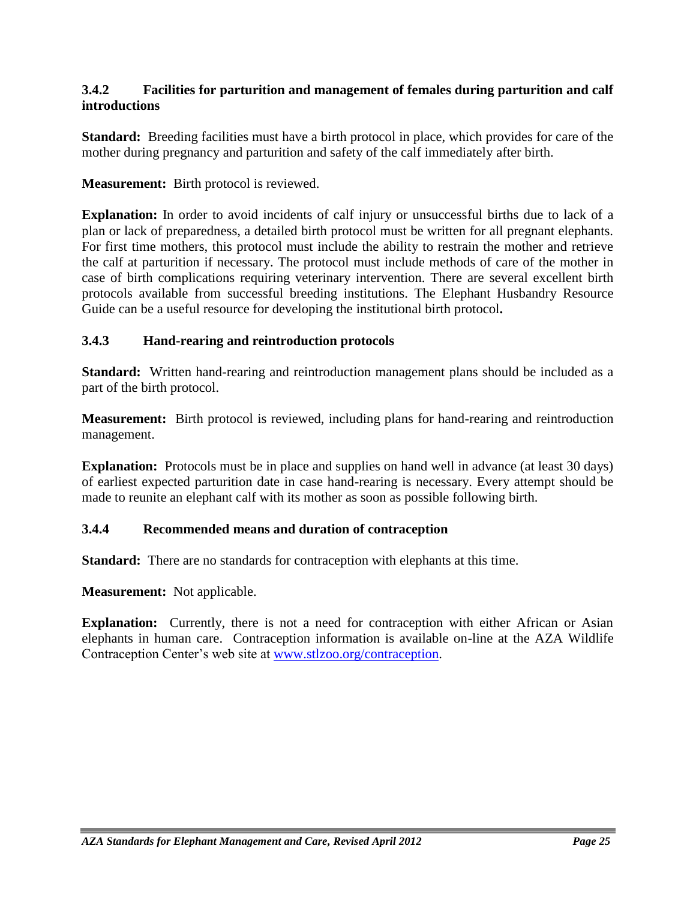### 3.4.2 Facilities for parturition and management of females during parturition and calf introductions

**Standard:** Breeding facilities must have a birth protocol in place, which provides for care of the mother during pregnancy and parturition and safety of the calf immediately after birth.

**Measurement:** Birth protocol is reviewed.

**Explanation:** In order to avoid incidents of calf injury or unsuccessful births due to lack of a plan or lack of preparedness, a detailed birth protocol must be written for all pregnant elephants. For first time mothers, this protocol must include the ability to restrain the mother and retrieve the calf at parturition if necessary. The protocol must include methods of care of the mother in case of birth complications requiring veterinary intervention. There are several excellent birth protocols available from successful breeding institutions. The Elephant Husbandry Resource Guide can be a useful resource for developing the institutional birth protocol**.**

### 3.4.3 Hand-rearing and reintroduction protocols

**Standard:** Written hand-rearing and reintroduction management plans should be included as a part of the birth protocol.

**Measurement:** Birth protocol is reviewed, including plans for hand-rearing and reintroduction management.

**Explanation:** Protocols must be in place and supplies on hand well in advance (at least 30 days) of earliest expected parturition date in case hand-rearing is necessary. Every attempt should be made to reunite an elephant calf with its mother as soon as possible following birth.

### 3.4.4 Recommended means and duration of contraception

**Standard:** There are no standards for contraception with elephants at this time.

**Measurement:** Not applicable.

**Explanation:** Currently, there is not a need for contraception with either African or Asian elephants in human care. Contraception information is available on-line at the AZA Wildlife Contraception Center's web site at [www.stlzoo.org/contraception](http://www.stlzoo.org/contraception).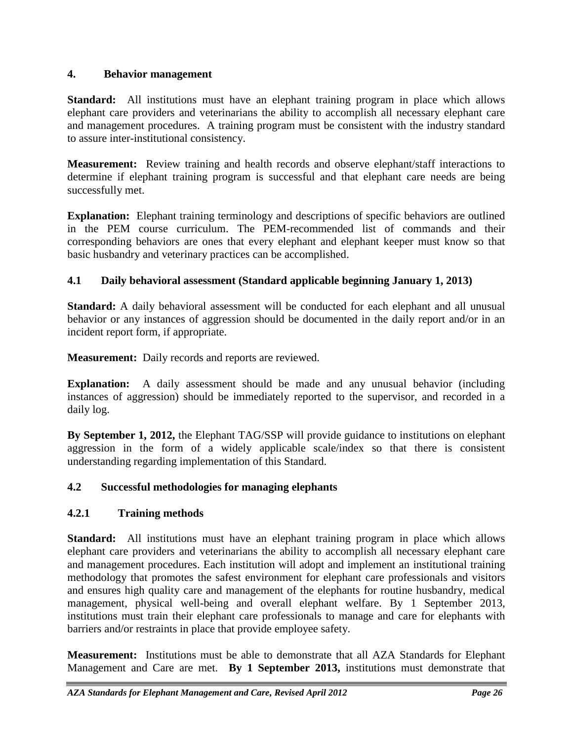## 4. Behavior management

**Standard:** All institutions must have an elephant training program in place which allows elephant care providers and veterinarians the ability to accomplish all necessary elephant care and management procedures. A training program must be consistent with the industry standard to assure inter-institutional consistency.

**Measurement:** Review training and health records and observe elephant/staff interactions to determine if elephant training program is successful and that elephant care needs are being successfully met.

**Explanation:** Elephant training terminology and descriptions of specific behaviors are outlined in the PEM course curriculum. The PEM-recommended list of commands and their corresponding behaviors are ones that every elephant and elephant keeper must know so that basic husbandry and veterinary practices can be accomplished.

### 4.1 Daily behavioral assessment (Standard applicable beginning January 1, 2013)

**Standard:** A daily behavioral assessment will be conducted for each elephant and all unusual behavior or any instances of aggression should be documented in the daily report and/or in an incident report form, if appropriate.

**Measurement:** Daily records and reports are reviewed.

**Explanation:** A daily assessment should be made and any unusual behavior (including instances of aggression) should be immediately reported to the supervisor, and recorded in a daily log.

**By September 1, 2012,** the Elephant TAG/SSP will provide guidance to institutions on elephant aggression in the form of a widely applicable scale/index so that there is consistent understanding regarding implementation of this Standard.

### 4.2 Successful methodologies for managing elephants

#### 4.2.1 Training methods

**Standard:** All institutions must have an elephant training program in place which allows elephant care providers and veterinarians the ability to accomplish all necessary elephant care and management procedures. Each institution will adopt and implement an institutional training methodology that promotes the safest environment for elephant care professionals and visitors and ensures high quality care and management of the elephants for routine husbandry, medical management, physical well-being and overall elephant welfare. By 1 September 2013, institutions must train their elephant care professionals to manage and care for elephants with barriers and/or restraints in place that provide employee safety.

**Measurement:** Institutions must be able to demonstrate that all AZA Standards for Elephant Management and Care are met. **By 1 September 2013,** institutions must demonstrate that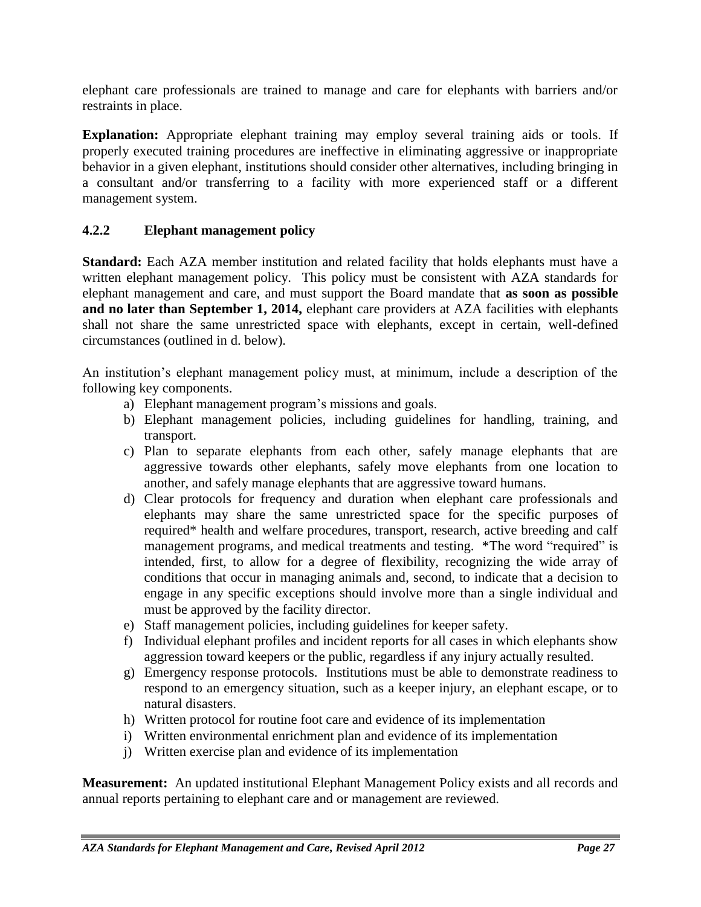elephant care professionals are trained to manage and care for elephants with barriers and/or restraints in place.

**Explanation:** Appropriate elephant training may employ several training aids or tools. If properly executed training procedures are ineffective in eliminating aggressive or inappropriate behavior in a given elephant, institutions should consider other alternatives, including bringing in a consultant and/or transferring to a facility with more experienced staff or a different management system.

### 4.2.2 Elephant management policy

**Standard:** Each AZA member institution and related facility that holds elephants must have a written elephant management policy. This policy must be consistent with AZA standards for elephant management and care, and must support the Board mandate that **as soon as possible and no later than September 1, 2014,** elephant care providers at AZA facilities with elephants shall not share the same unrestricted space with elephants, except in certain, well-defined circumstances (outlined in d. below).

An institution's elephant management policy must, at minimum, include a description of the following key components.

a) Elephant management program's missions and goals.
b) Elephant management policies, including guidelines for handling, training, and transport.
c) Plan to separate elephants from each other, safely manage elephants that are aggressive towards other elephants, safely move elephants from one location to another, and safely manage elephants that are aggressive toward humans.
d) Clear protocols for frequency and duration when elephant care professionals and elephants may share the same unrestricted space for the specific purposes of required* health and welfare procedures, transport, research, active breeding and calf management programs, and medical treatments and testing. *The word "required" is intended, first, to allow for a degree of flexibility, recognizing the wide array of conditions that occur in managing animals and, second, to indicate that a decision to engage in any specific exceptions should involve more than a single individual and must be approved by the facility director.
e) Staff management policies, including guidelines for keeper safety.
f) Individual elephant profiles and incident reports for all cases in which elephants show aggression toward keepers or the public, regardless if any injury actually resulted.
g) Emergency response protocols. Institutions must be able to demonstrate readiness to respond to an emergency situation, such as a keeper injury, an elephant escape, or to natural disasters.
h) Written protocol for routine foot care and evidence of its implementation
i) Written environmental enrichment plan and evidence of its implementation
j) Written exercise plan and evidence of its implementation

**Measurement:** An updated institutional Elephant Management Policy exists and all records and annual reports pertaining to elephant care and or management are reviewed.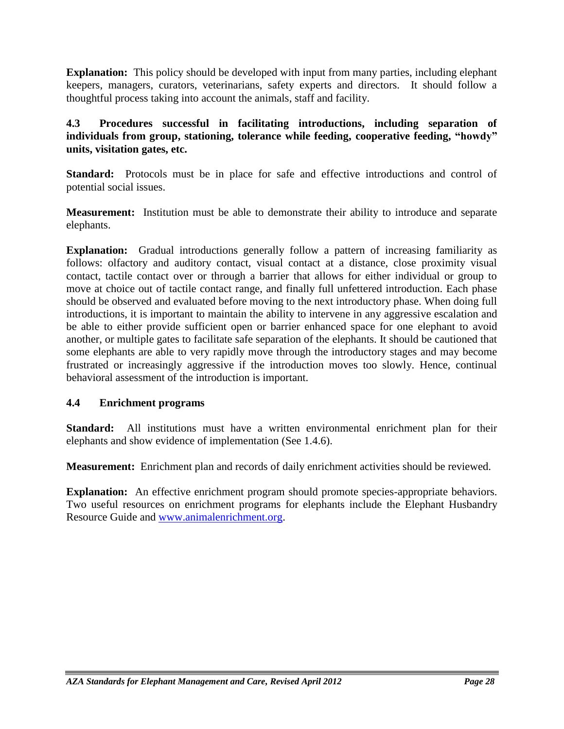**Explanation:** This policy should be developed with input from many parties, including elephant keepers, managers, curators, veterinarians, safety experts and directors. It should follow a thoughtful process taking into account the animals, staff and facility.

### 4.3 Procedures successful in facilitating introductions, including separation of individuals from group, stationing, tolerance while feeding, cooperative feeding, "howdy" units, visitation gates, etc.

**Standard:** Protocols must be in place for safe and effective introductions and control of potential social issues.

**Measurement:** Institution must be able to demonstrate their ability to introduce and separate elephants.

**Explanation:** Gradual introductions generally follow a pattern of increasing familiarity as follows: olfactory and auditory contact, visual contact at a distance, close proximity visual contact, tactile contact over or through a barrier that allows for either individual or group to move at choice out of tactile contact range, and finally full unfettered introduction. Each phase should be observed and evaluated before moving to the next introductory phase. When doing full introductions, it is important to maintain the ability to intervene in any aggressive escalation and be able to either provide sufficient open or barrier enhanced space for one elephant to avoid another, or multiple gates to facilitate safe separation of the elephants. It should be cautioned that some elephants are able to very rapidly move through the introductory stages and may become frustrated or increasingly aggressive if the introduction moves too slowly. Hence, continual behavioral assessment of the introduction is important.

### 4.4 Enrichment programs

**Standard:** All institutions must have a written environmental enrichment plan for their elephants and show evidence of implementation (See 1.4.6).

**Measurement:** Enrichment plan and records of daily enrichment activities should be reviewed.

**Explanation:** An effective enrichment program should promote species-appropriate behaviors. Two useful resources on enrichment programs for elephants include the Elephant Husbandry Resource Guide and [www.animalenrichment.org](http://www.animalenrichment.org).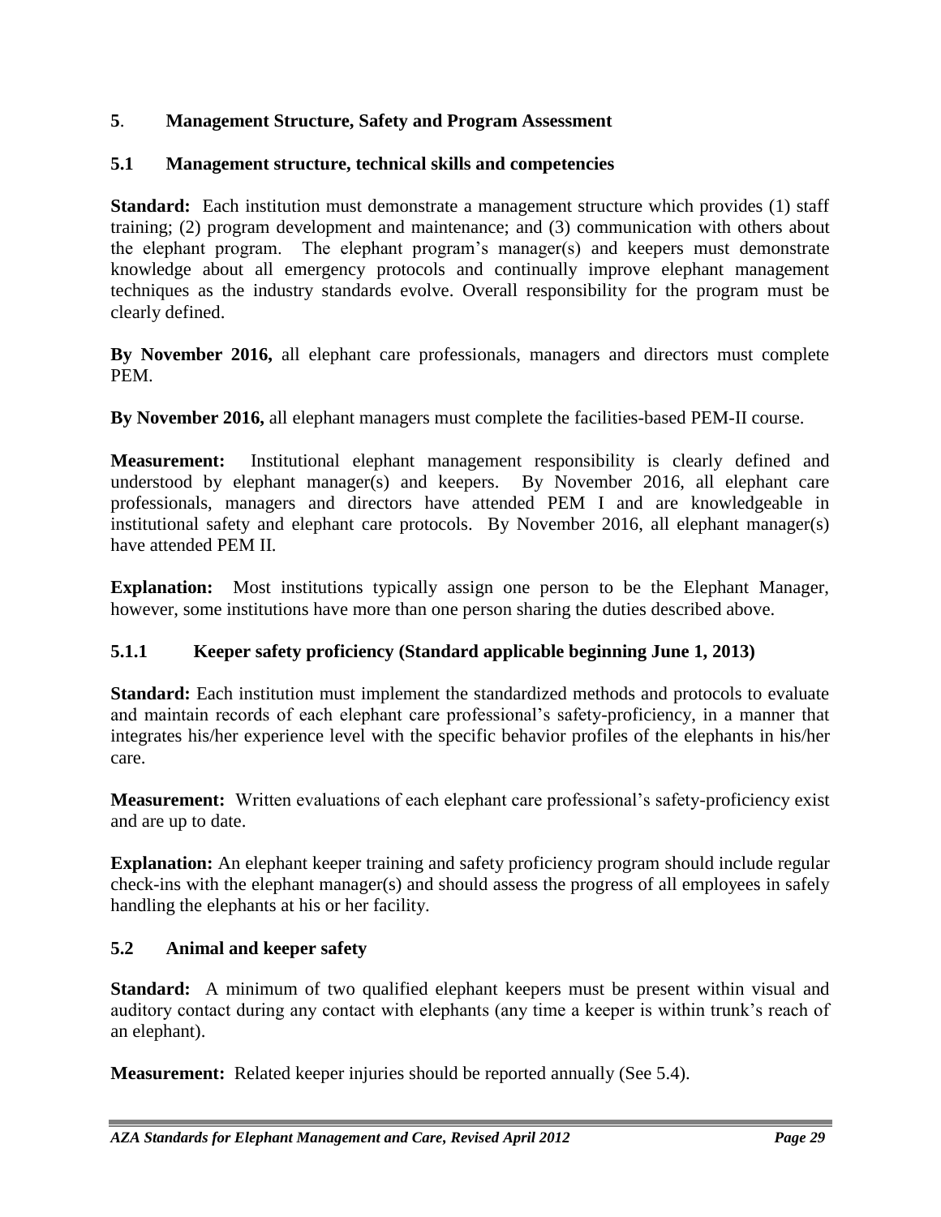## 5. Management Structure, Safety and Program Assessment

### 5.1 Management structure, technical skills and competencies

**Standard:** Each institution must demonstrate a management structure which provides (1) staff training; (2) program development and maintenance; and (3) communication with others about the elephant program. The elephant program's manager(s) and keepers must demonstrate knowledge about all emergency protocols and continually improve elephant management techniques as the industry standards evolve. Overall responsibility for the program must be clearly defined.

**By November 2016,** all elephant care professionals, managers and directors must complete PEM.

**By November 2016,** all elephant managers must complete the facilities-based PEM-II course.

**Measurement:** Institutional elephant management responsibility is clearly defined and understood by elephant manager(s) and keepers. By November 2016, all elephant care professionals, managers and directors have attended PEM I and are knowledgeable in institutional safety and elephant care protocols. By November 2016, all elephant manager(s) have attended PEM II.

**Explanation:** Most institutions typically assign one person to be the Elephant Manager, however, some institutions have more than one person sharing the duties described above.

#### 5.1.1 Keeper safety proficiency (Standard applicable beginning June 1, 2013)

**Standard:** Each institution must implement the standardized methods and protocols to evaluate and maintain records of each elephant care professional's safety-proficiency, in a manner that integrates his/her experience level with the specific behavior profiles of the elephants in his/her care.

**Measurement:** Written evaluations of each elephant care professional's safety-proficiency exist and are up to date.

**Explanation:** An elephant keeper training and safety proficiency program should include regular check-ins with the elephant manager(s) and should assess the progress of all employees in safely handling the elephants at his or her facility.

### 5.2 Animal and keeper safety

**Standard:** A minimum of two qualified elephant keepers must be present within visual and auditory contact during any contact with elephants (any time a keeper is within trunk's reach of an elephant).

**Measurement:** Related keeper injuries should be reported annually (See 5.4).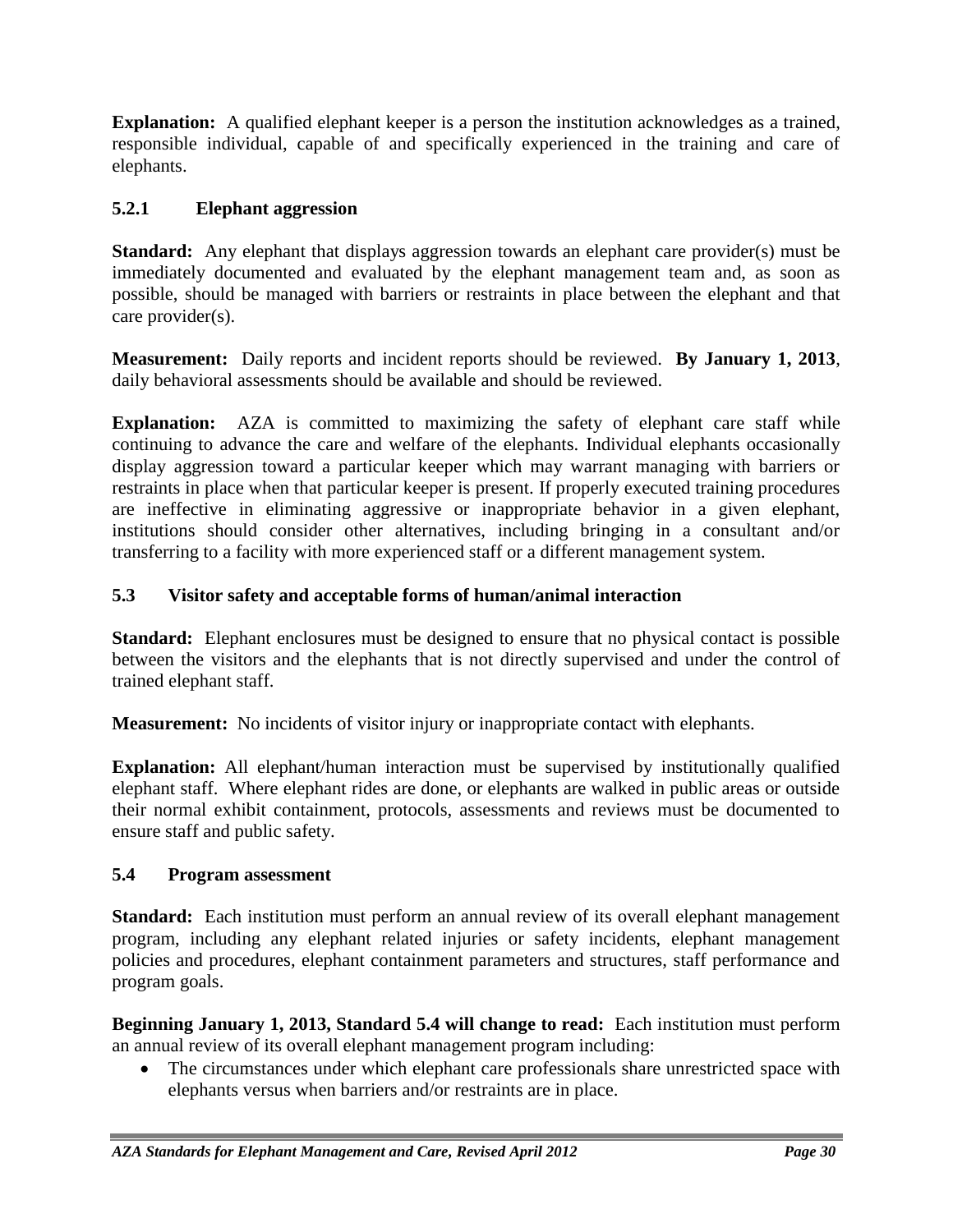**Explanation:** A qualified elephant keeper is a person the institution acknowledges as a trained, responsible individual, capable of and specifically experienced in the training and care of elephants.

### 5.2.1 Elephant aggression

**Standard:** Any elephant that displays aggression towards an elephant care provider(s) must be immediately documented and evaluated by the elephant management team and, as soon as possible, should be managed with barriers or restraints in place between the elephant and that care provider(s).

**Measurement:** Daily reports and incident reports should be reviewed. **By January 1, 2013**, daily behavioral assessments should be available and should be reviewed.

**Explanation:** AZA is committed to maximizing the safety of elephant care staff while continuing to advance the care and welfare of the elephants. Individual elephants occasionally display aggression toward a particular keeper which may warrant managing with barriers or restraints in place when that particular keeper is present. If properly executed training procedures are ineffective in eliminating aggressive or inappropriate behavior in a given elephant, institutions should consider other alternatives, including bringing in a consultant and/or transferring to a facility with more experienced staff or a different management system.

### 5.3 Visitor safety and acceptable forms of human/animal interaction

**Standard:** Elephant enclosures must be designed to ensure that no physical contact is possible between the visitors and the elephants that is not directly supervised and under the control of trained elephant staff.

**Measurement:** No incidents of visitor injury or inappropriate contact with elephants.

**Explanation:** All elephant/human interaction must be supervised by institutionally qualified elephant staff. Where elephant rides are done, or elephants are walked in public areas or outside their normal exhibit containment, protocols, assessments and reviews must be documented to ensure staff and public safety.

### 5.4 Program assessment

**Standard:** Each institution must perform an annual review of its overall elephant management program, including any elephant related injuries or safety incidents, elephant management policies and procedures, elephant containment parameters and structures, staff performance and program goals.

**Beginning January 1, 2013, Standard 5.4 will change to read:** Each institution must perform an annual review of its overall elephant management program including:

- The circumstances under which elephant care professionals share unrestricted space with elephants versus when barriers and/or restraints are in place.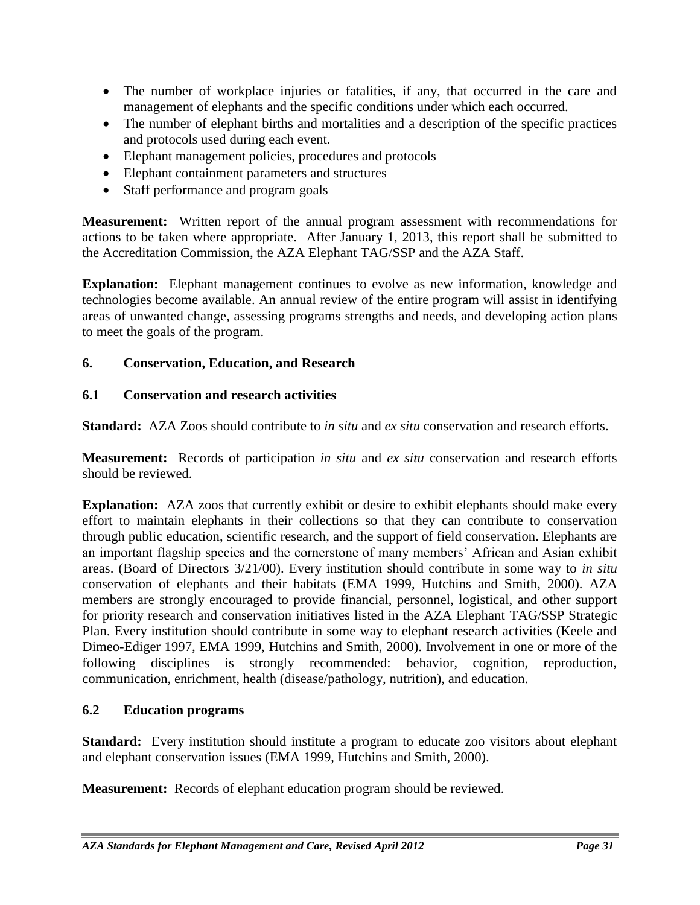- The number of workplace injuries or fatalities, if any, that occurred in the care and management of elephants and the specific conditions under which each occurred.
- The number of elephant births and mortalities and a description of the specific practices and protocols used during each event.
- Elephant management policies, procedures and protocols
- Elephant containment parameters and structures
- Staff performance and program goals

**Measurement:** Written report of the annual program assessment with recommendations for actions to be taken where appropriate. After January 1, 2013, this report shall be submitted to the Accreditation Commission, the AZA Elephant TAG/SSP and the AZA Staff.

**Explanation:** Elephant management continues to evolve as new information, knowledge and technologies become available. An annual review of the entire program will assist in identifying areas of unwanted change, assessing programs strengths and needs, and developing action plans to meet the goals of the program.

## 6. Conservation, Education, and Research

### 6.1 Conservation and research activities

**Standard:** AZA Zoos should contribute to *in situ* and *ex situ* conservation and research efforts.

**Measurement:** Records of participation *in situ* and *ex situ* conservation and research efforts should be reviewed.

**Explanation:** AZA zoos that currently exhibit or desire to exhibit elephants should make every effort to maintain elephants in their collections so that they can contribute to conservation through public education, scientific research, and the support of field conservation. Elephants are an important flagship species and the cornerstone of many members' African and Asian exhibit areas. (Board of Directors 3/21/00). Every institution should contribute in some way to *in situ* conservation of elephants and their habitats (EMA 1999, Hutchins and Smith, 2000). AZA members are strongly encouraged to provide financial, personnel, logistical, and other support for priority research and conservation initiatives listed in the AZA Elephant TAG/SSP Strategic Plan. Every institution should contribute in some way to elephant research activities (Keele and Dimeo-Ediger 1997, EMA 1999, Hutchins and Smith, 2000). Involvement in one or more of the following disciplines is strongly recommended: behavior, cognition, reproduction, communication, enrichment, health (disease/pathology, nutrition), and education.

### 6.2 Education programs

**Standard:** Every institution should institute a program to educate zoo visitors about elephant and elephant conservation issues (EMA 1999, Hutchins and Smith, 2000).

**Measurement:** Records of elephant education program should be reviewed.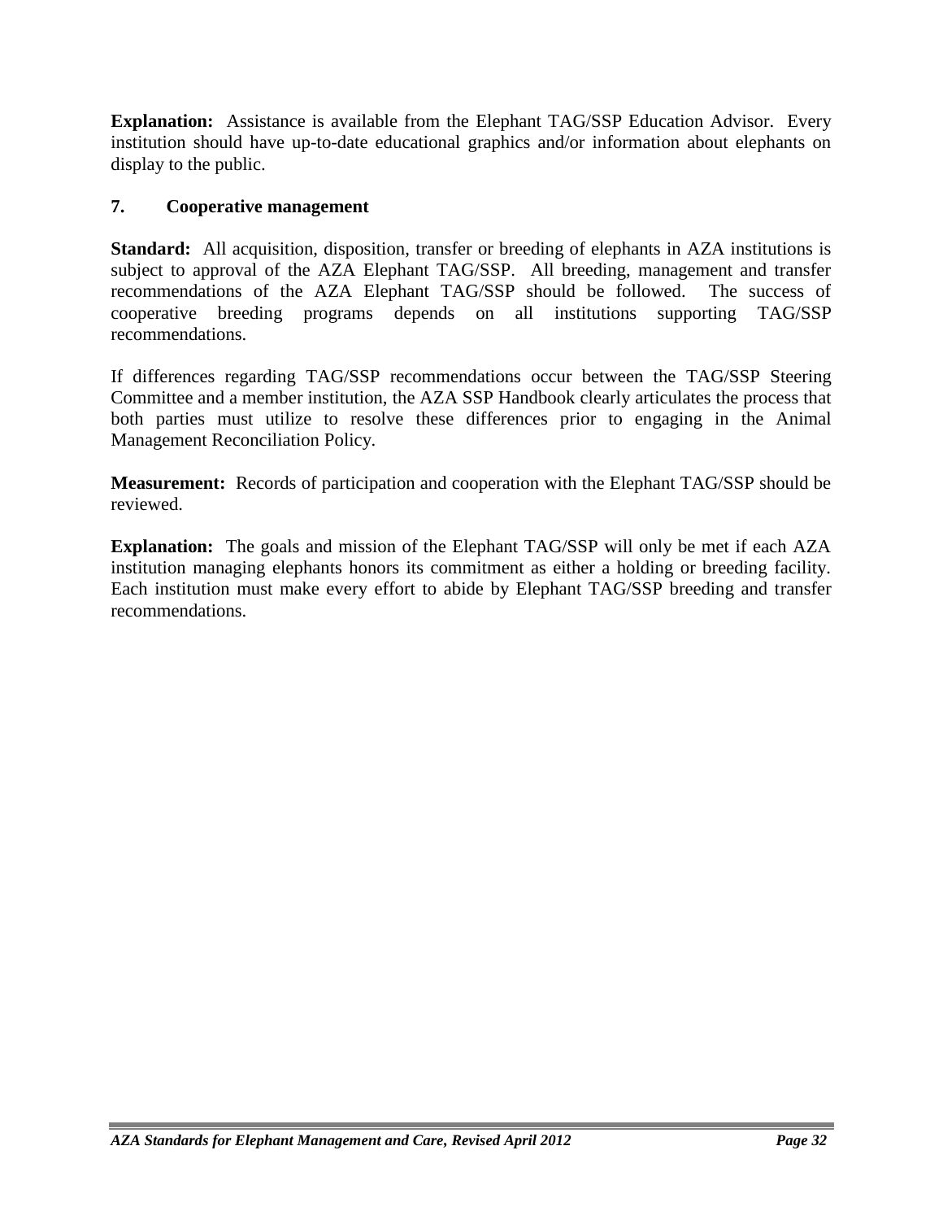**Explanation:** Assistance is available from the Elephant TAG/SSP Education Advisor. Every institution should have up-to-date educational graphics and/or information about elephants on display to the public.

## 7. Cooperative management

**Standard:** All acquisition, disposition, transfer or breeding of elephants in AZA institutions is subject to approval of the AZA Elephant TAG/SSP. All breeding, management and transfer recommendations of the AZA Elephant TAG/SSP should be followed. The success of cooperative breeding programs depends on all institutions supporting TAG/SSP recommendations.

If differences regarding TAG/SSP recommendations occur between the TAG/SSP Steering Committee and a member institution, the AZA SSP Handbook clearly articulates the process that both parties must utilize to resolve these differences prior to engaging in the Animal Management Reconciliation Policy.

**Measurement:** Records of participation and cooperation with the Elephant TAG/SSP should be reviewed.

**Explanation:** The goals and mission of the Elephant TAG/SSP will only be met if each AZA institution managing elephants honors its commitment as either a holding or breeding facility. Each institution must make every effort to abide by Elephant TAG/SSP breeding and transfer recommendations.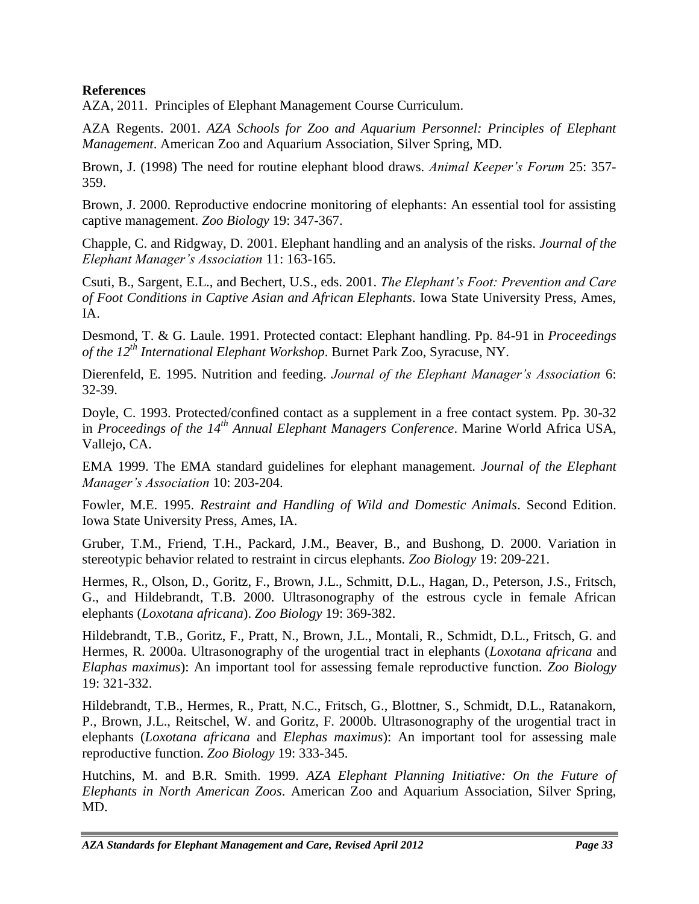**References**

AZA, 2011. Principles of Elephant Management Course Curriculum.

AZA Regents. 2001. *AZA Schools for Zoo and Aquarium Personnel: Principles of Elephant Management*. American Zoo and Aquarium Association, Silver Spring, MD.

Brown, J. (1998) The need for routine elephant blood draws. *Animal Keeper's Forum* 25: 357-359.

Brown, J. 2000. Reproductive endocrine monitoring of elephants: An essential tool for assisting captive management. *Zoo Biology* 19: 347-367.

Chapple, C. and Ridgway, D. 2001. Elephant handling and an analysis of the risks. *Journal of the Elephant Manager's Association* 11: 163-165.

Csuti, B., Sargent, E.L., and Bechert, U.S., eds. 2001. *The Elephant's Foot: Prevention and Care of Foot Conditions in Captive Asian and African Elephants*. Iowa State University Press, Ames, IA.

Desmond, T. & G. Laule. 1991. Protected contact: Elephant handling. Pp. 84-91 in *Proceedings of the 12th International Elephant Workshop*. Burnet Park Zoo, Syracuse, NY.

Dierenfeld, E. 1995. Nutrition and feeding. *Journal of the Elephant Manager's Association* 6: 32-39.

Doyle, C. 1993. Protected/confined contact as a supplement in a free contact system. Pp. 30-32 in *Proceedings of the 14th Annual Elephant Managers Conference*. Marine World Africa USA, Vallejo, CA.

EMA 1999. The EMA standard guidelines for elephant management. *Journal of the Elephant Manager's Association* 10: 203-204.

Fowler, M.E. 1995. *Restraint and Handling of Wild and Domestic Animals*. Second Edition. Iowa State University Press, Ames, IA.

Gruber, T.M., Friend, T.H., Packard, J.M., Beaver, B., and Bushong, D. 2000. Variation in stereotypic behavior related to restraint in circus elephants. *Zoo Biology* 19: 209-221.

Hermes, R., Olson, D., Goritz, F., Brown, J.L., Schmitt, D.L., Hagan, D., Peterson, J.S., Fritsch, G., and Hildebrandt, T.B. 2000. Ultrasonography of the estrous cycle in female African elephants (*Loxotana africana*). *Zoo Biology* 19: 369-382.

Hildebrandt, T.B., Goritz, F., Pratt, N., Brown, J.L., Montali, R., Schmidt, D.L., Fritsch, G. and Hermes, R. 2000a. Ultrasonography of the urogential tract in elephants (*Loxotana africana* and *Elaphas maximus*): An important tool for assessing female reproductive function. *Zoo Biology* 19: 321-332.

Hildebrandt, T.B., Hermes, R., Pratt, N.C., Fritsch, G., Blottner, S., Schmidt, D.L., Ratanakorn, P., Brown, J.L., Reitschel, W. and Goritz, F. 2000b. Ultrasonography of the urogential tract in elephants (*Loxotana africana* and *Elephas maximus*): An important tool for assessing male reproductive function. *Zoo Biology* 19: 333-345.

Hutchins, M. and B.R. Smith. 1999. *AZA Elephant Planning Initiative: On the Future of Elephants in North American Zoos*. American Zoo and Aquarium Association, Silver Spring, MD.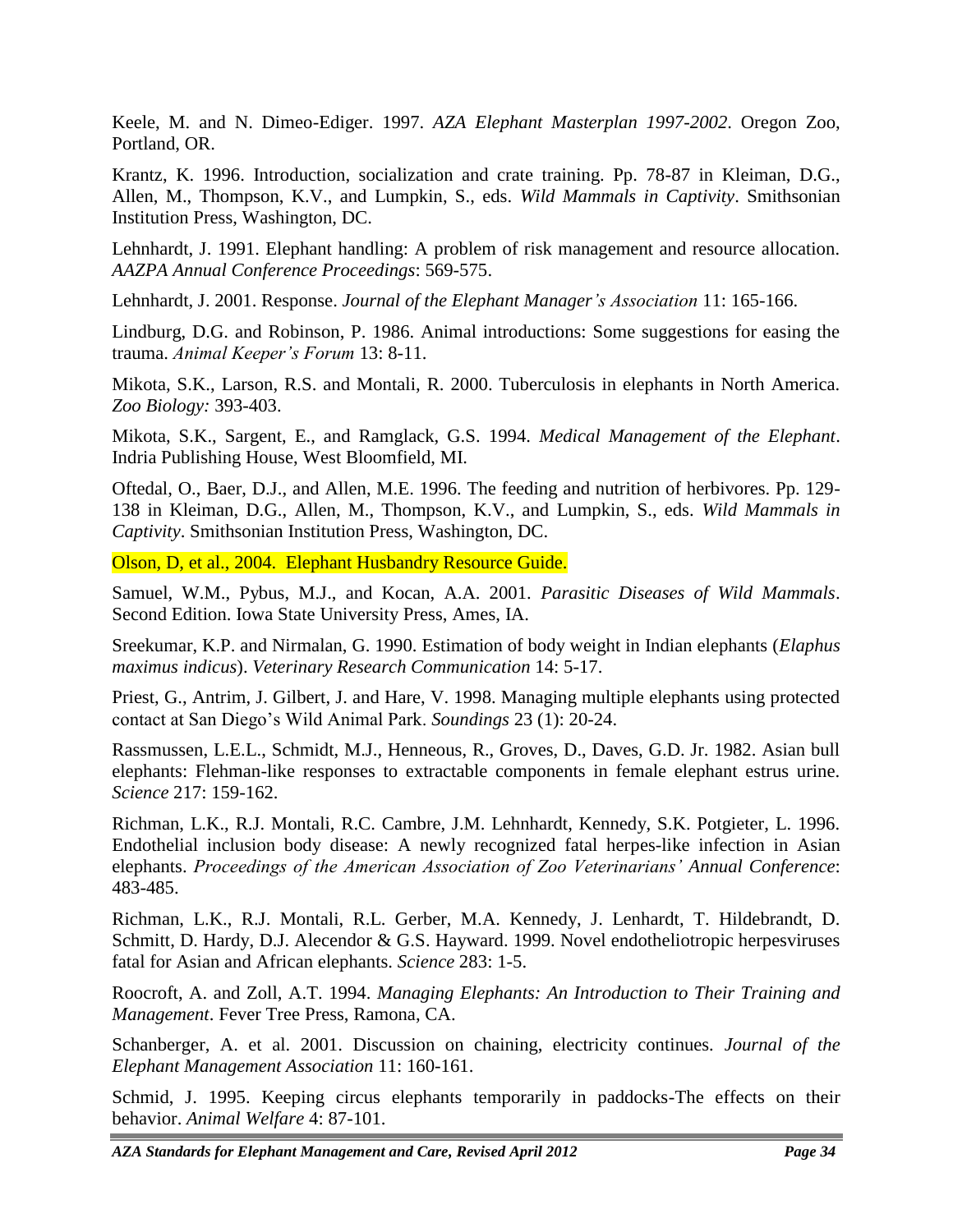Keele, M. and N. Dimeo-Ediger. 1997. *AZA Elephant Masterplan 1997-2002*. Oregon Zoo, Portland, OR.

Krantz, K. 1996. Introduction, socialization and crate training. Pp. 78-87 in Kleiman, D.G., Allen, M., Thompson, K.V., and Lumpkin, S., eds. *Wild Mammals in Captivity*. Smithsonian Institution Press, Washington, DC.

Lehnhardt, J. 1991. Elephant handling: A problem of risk management and resource allocation. *AAZPA Annual Conference Proceedings*: 569-575.

Lehnhardt, J. 2001. Response. *Journal of the Elephant Manager's Association* 11: 165-166.

Lindburg, D.G. and Robinson, P. 1986. Animal introductions: Some suggestions for easing the trauma. *Animal Keeper's Forum* 13: 8-11.

Mikota, S.K., Larson, R.S. and Montali, R. 2000. Tuberculosis in elephants in North America. *Zoo Biology:* 393-403.

Mikota, S.K., Sargent, E., and Ramglack, G.S. 1994. *Medical Management of the Elephant*. Indria Publishing House, West Bloomfield, MI.

Oftedal, O., Baer, D.J., and Allen, M.E. 1996. The feeding and nutrition of herbivores. Pp. 129-138 in Kleiman, D.G., Allen, M., Thompson, K.V., and Lumpkin, S., eds. *Wild Mammals in Captivity*. Smithsonian Institution Press, Washington, DC.

Olson, D, et al., 2004. Elephant Husbandry Resource Guide.

Samuel, W.M., Pybus, M.J., and Kocan, A.A. 2001. *Parasitic Diseases of Wild Mammals*. Second Edition. Iowa State University Press, Ames, IA.

Sreekumar, K.P. and Nirmalan, G. 1990. Estimation of body weight in Indian elephants (*Elaphus maximus indicus*). *Veterinary Research Communication* 14: 5-17.

Priest, G., Antrim, J. Gilbert, J. and Hare, V. 1998. Managing multiple elephants using protected contact at San Diego's Wild Animal Park. *Soundings* 23 (1): 20-24.

Rassmussen, L.E.L., Schmidt, M.J., Henneous, R., Groves, D., Daves, G.D. Jr. 1982. Asian bull elephants: Flehman-like responses to extractable components in female elephant estrus urine. *Science* 217: 159-162.

Richman, L.K., R.J. Montali, R.C. Cambre, J.M. Lehnhardt, Kennedy, S.K. Potgieter, L. 1996. Endothelial inclusion body disease: A newly recognized fatal herpes-like infection in Asian elephants. *Proceedings of the American Association of Zoo Veterinarians' Annual Conference*: 483-485.

Richman, L.K., R.J. Montali, R.L. Gerber, M.A. Kennedy, J. Lenhardt, T. Hildebrandt, D. Schmitt, D. Hardy, D.J. Alecendor & G.S. Hayward. 1999. Novel endotheliotropic herpesviruses fatal for Asian and African elephants. *Science* 283: 1-5.

Roocroft, A. and Zoll, A.T. 1994. *Managing Elephants: An Introduction to Their Training and Management*. Fever Tree Press, Ramona, CA.

Schanberger, A. et al. 2001. Discussion on chaining, electricity continues. *Journal of the Elephant Management Association* 11: 160-161.

Schmid, J. 1995. Keeping circus elephants temporarily in paddocks-The effects on their behavior. *Animal Welfare* 4: 87-101.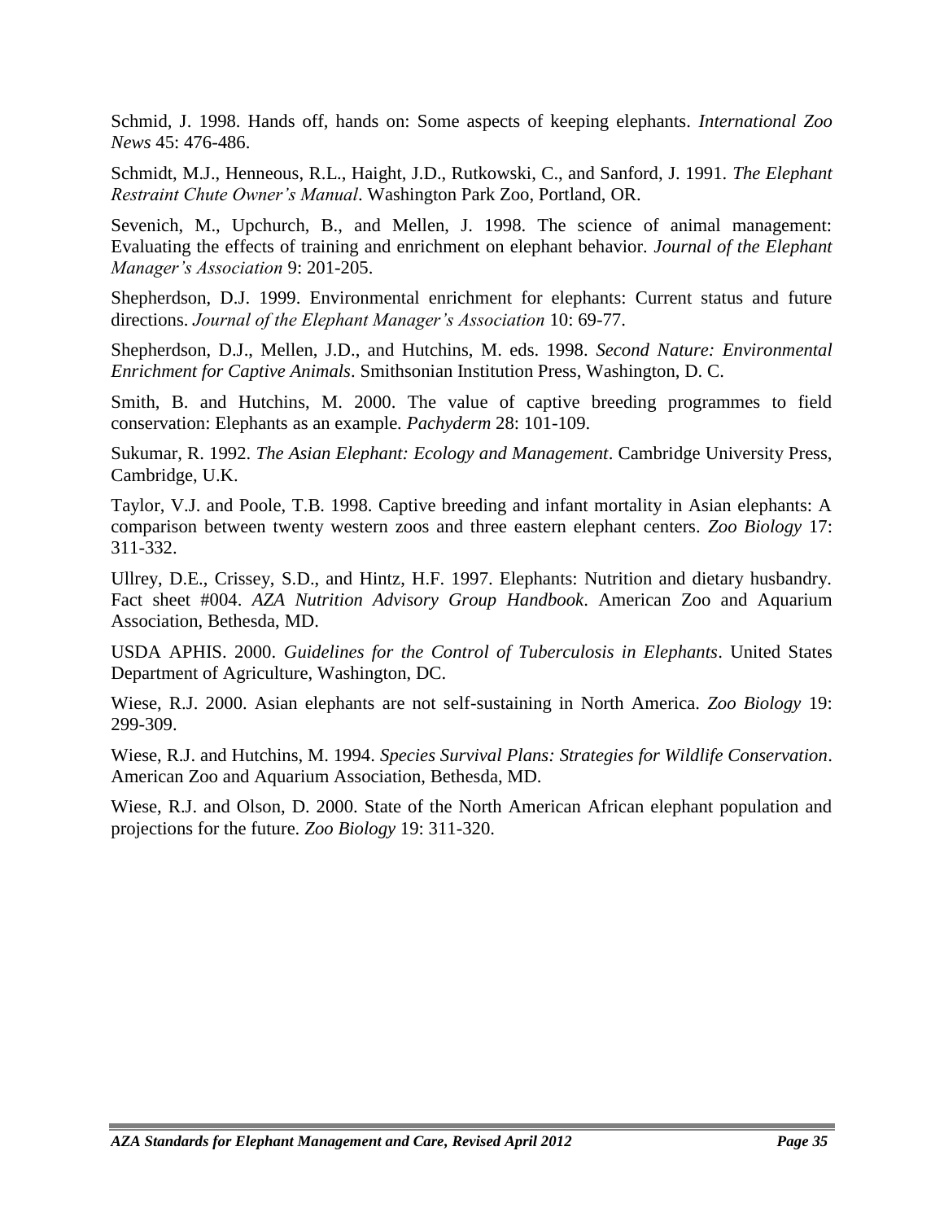Schmid, J. 1998. Hands off, hands on: Some aspects of keeping elephants. *International Zoo News* 45: 476-486.

Schmidt, M.J., Henneous, R.L., Haight, J.D., Rutkowski, C., and Sanford, J. 1991. *The Elephant Restraint Chute Owner's Manual*. Washington Park Zoo, Portland, OR.

Sevenich, M., Upchurch, B., and Mellen, J. 1998. The science of animal management: Evaluating the effects of training and enrichment on elephant behavior. *Journal of the Elephant Manager's Association* 9: 201-205.

Shepherdson, D.J. 1999. Environmental enrichment for elephants: Current status and future directions. *Journal of the Elephant Manager's Association* 10: 69-77.

Shepherdson, D.J., Mellen, J.D., and Hutchins, M. eds. 1998. *Second Nature: Environmental Enrichment for Captive Animals*. Smithsonian Institution Press, Washington, D. C.

Smith, B. and Hutchins, M. 2000. The value of captive breeding programmes to field conservation: Elephants as an example. *Pachyderm* 28: 101-109.

Sukumar, R. 1992. *The Asian Elephant: Ecology and Management*. Cambridge University Press, Cambridge, U.K.

Taylor, V.J. and Poole, T.B. 1998. Captive breeding and infant mortality in Asian elephants: A comparison between twenty western zoos and three eastern elephant centers. *Zoo Biology* 17: 311-332.

Ullrey, D.E., Crissey, S.D., and Hintz, H.F. 1997. Elephants: Nutrition and dietary husbandry. Fact sheet #004. *AZA Nutrition Advisory Group Handbook*. American Zoo and Aquarium Association, Bethesda, MD.

USDA APHIS. 2000. *Guidelines for the Control of Tuberculosis in Elephants*. United States Department of Agriculture, Washington, DC.

Wiese, R.J. 2000. Asian elephants are not self-sustaining in North America. *Zoo Biology* 19: 299-309.

Wiese, R.J. and Hutchins, M. 1994. *Species Survival Plans: Strategies for Wildlife Conservation*. American Zoo and Aquarium Association, Bethesda, MD.

Wiese, R.J. and Olson, D. 2000. State of the North American African elephant population and projections for the future. *Zoo Biology* 19: 311-320.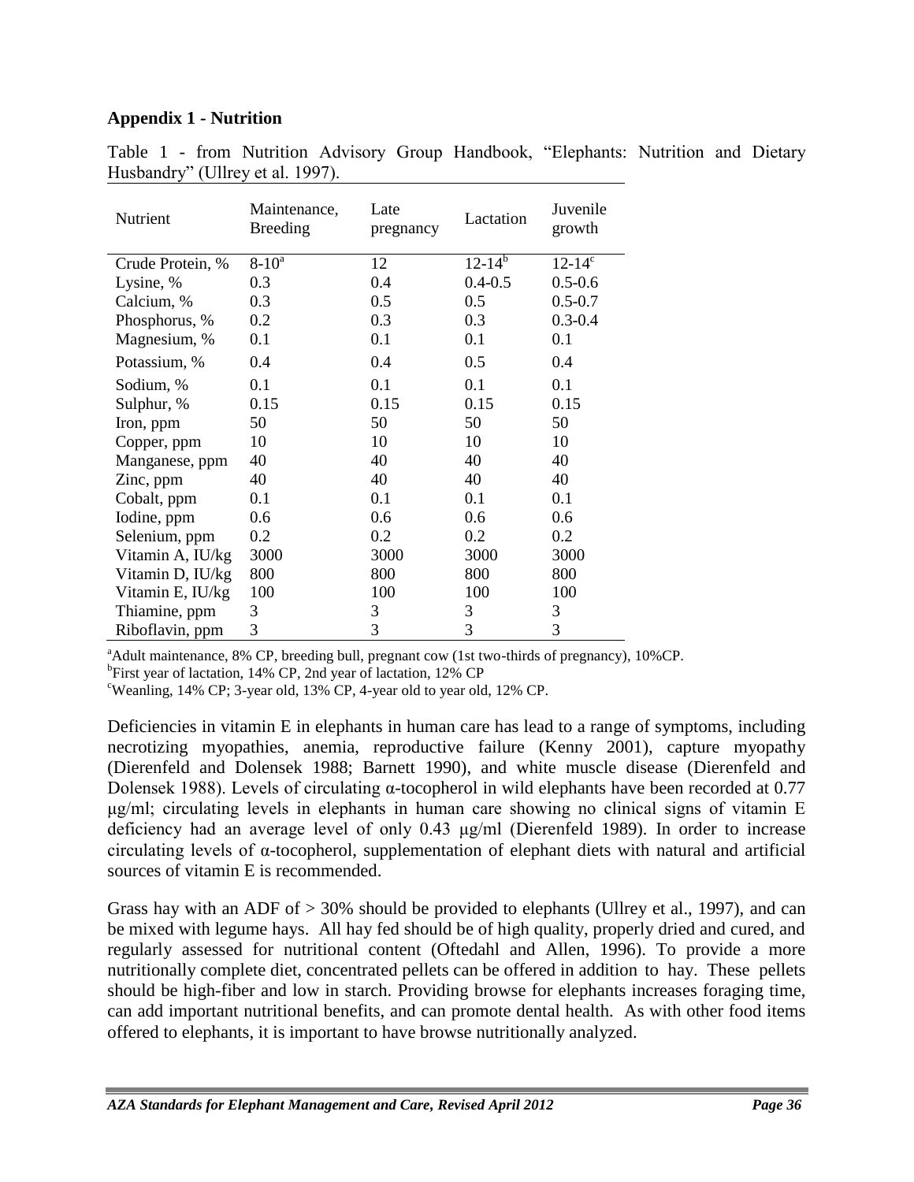**Appendix 1 - Nutrition**

Table 1 - from Nutrition Advisory Group Handbook, "Elephants: Nutrition and Dietary Husbandry" (Ullrey et al. 1997).

| Nutrient | Maintenance, Breeding | Late pregnancy | Lactation | Juvenile growth |
|---|---|---|---|---|
| Crude Protein, % | 8-10[a] | 12 | 12-14[b] | 12-14[c] |
| Lysine, % | 0.3 | 0.4 | 0.4-0.5 | 0.5-0.6 |
| Calcium, % | 0.3 | 0.5 | 0.5 | 0.5-0.7 |
| Phosphorus, % | 0.2 | 0.3 | 0.3 | 0.3-0.4 |
| Magnesium, % | 0.1 | 0.1 | 0.1 | 0.1 |
| Potassium, % | 0.4 | 0.4 | 0.5 | 0.4 |
| Sodium, % | 0.1 | 0.1 | 0.1 | 0.1 |
| Sulphur, % | 0.15 | 0.15 | 0.15 | 0.15 |
| Iron, ppm | 50 | 50 | 50 | 50 |
| Copper, ppm | 10 | 10 | 10 | 10 |
| Manganese, ppm | 40 | 40 | 40 | 40 |
| Zinc, ppm | 40 | 40 | 40 | 40 |
| Cobalt, ppm | 0.1 | 0.1 | 0.1 | 0.1 |
| Iodine, ppm | 0.6 | 0.6 | 0.6 | 0.6 |
| Selenium, ppm | 0.2 | 0.2 | 0.2 | 0.2 |
| Vitamin A, IU/kg | 3000 | 3000 | 3000 | 3000 |
| Vitamin D, IU/kg | 800 | 800 | 800 | 800 |
| Vitamin E, IU/kg | 100 | 100 | 100 | 100 |
| Thiamine, ppm | 3 | 3 | 3 | 3 |
| Riboflavin, ppm | 3 | 3 | 3 | 3 |

[a]Adult maintenance, 8% CP, breeding bull, pregnant cow (1st two-thirds of pregnancy), 10%CP.
[b]First year of lactation, 14% CP, 2nd year of lactation, 12% CP
[c]Weanling, 14% CP; 3-year old, 13% CP, 4-year old to year old, 12% CP.

Deficiencies in vitamin E in elephants in human care has lead to a range of symptoms, including necrotizing myopathies, anemia, reproductive failure (Kenny 2001), capture myopathy (Dierenfeld and Dolensek 1988; Barnett 1990), and white muscle disease (Dierenfeld and Dolensek 1988). Levels of circulating α-tocopherol in wild elephants have been recorded at 0.77 μg/ml; circulating levels in elephants in human care showing no clinical signs of vitamin E deficiency had an average level of only 0.43 μg/ml (Dierenfeld 1989). In order to increase circulating levels of α-tocopherol, supplementation of elephant diets with natural and artificial sources of vitamin E is recommended.

Grass hay with an ADF of > 30% should be provided to elephants (Ullrey et al., 1997), and can be mixed with legume hays. All hay fed should be of high quality, properly dried and cured, and regularly assessed for nutritional content (Oftedahl and Allen, 1996). To provide a more nutritionally complete diet, concentrated pellets can be offered in addition to hay. These pellets should be high-fiber and low in starch. Providing browse for elephants increases foraging time, can add important nutritional benefits, and can promote dental health. As with other food items offered to elephants, it is important to have browse nutritionally analyzed.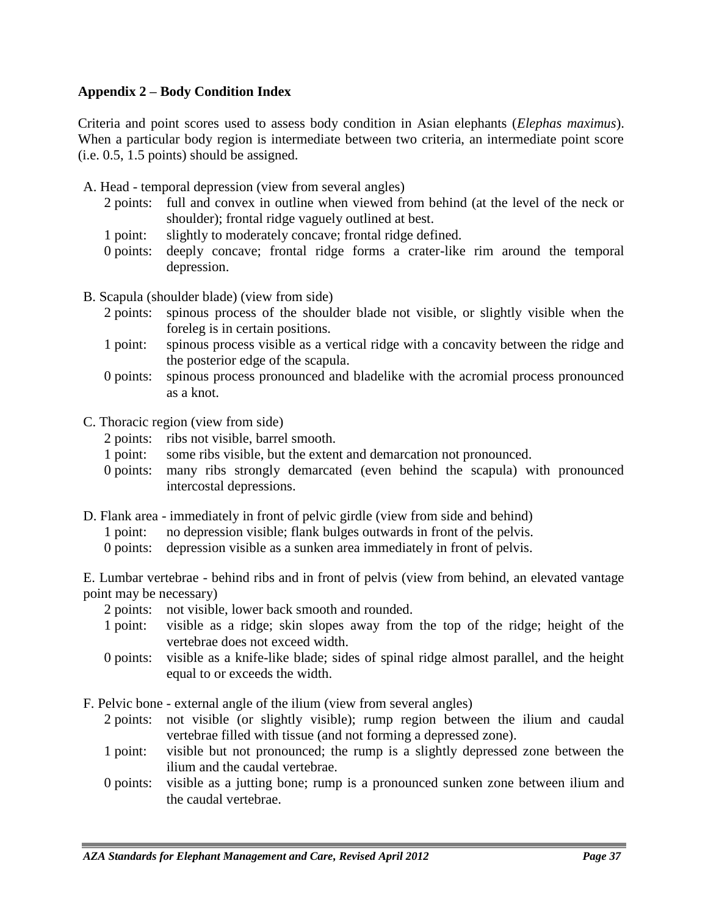## Appendix 2 – Body Condition Index

Criteria and point scores used to assess body condition in Asian elephants (*Elephas maximus*). When a particular body region is intermediate between two criteria, an intermediate point score (i.e. 0.5, 1.5 points) should be assigned.

A. Head - temporal depression (view from several angles)
- 2 points: full and convex in outline when viewed from behind (at the level of the neck or shoulder); frontal ridge vaguely outlined at best.
- 1 point: slightly to moderately concave; frontal ridge defined.
- 0 points: deeply concave; frontal ridge forms a crater-like rim around the temporal depression.

B. Scapula (shoulder blade) (view from side)
- 2 points: spinous process of the shoulder blade not visible, or slightly visible when the foreleg is in certain positions.
- 1 point: spinous process visible as a vertical ridge with a concavity between the ridge and the posterior edge of the scapula.
- 0 points: spinous process pronounced and bladelike with the acromial process pronounced as a knot.

C. Thoracic region (view from side)
- 2 points: ribs not visible, barrel smooth.
- 1 point: some ribs visible, but the extent and demarcation not pronounced.
- 0 points: many ribs strongly demarcated (even behind the scapula) with pronounced intercostal depressions.

D. Flank area - immediately in front of pelvic girdle (view from side and behind)
- 1 point: no depression visible; flank bulges outwards in front of the pelvis.
- 0 points: depression visible as a sunken area immediately in front of pelvis.

E. Lumbar vertebrae - behind ribs and in front of pelvis (view from behind, an elevated vantage point may be necessary)
- 2 points: not visible, lower back smooth and rounded.
- 1 point: visible as a ridge; skin slopes away from the top of the ridge; height of the vertebrae does not exceed width.
- 0 points: visible as a knife-like blade; sides of spinal ridge almost parallel, and the height equal to or exceeds the width.

F. Pelvic bone - external angle of the ilium (view from several angles)
- 2 points: not visible (or slightly visible); rump region between the ilium and caudal vertebrae filled with tissue (and not forming a depressed zone).
- 1 point: visible but not pronounced; the rump is a slightly depressed zone between the ilium and the caudal vertebrae.
- 0 points: visible as a jutting bone; rump is a pronounced sunken zone between ilium and the caudal vertebrae.